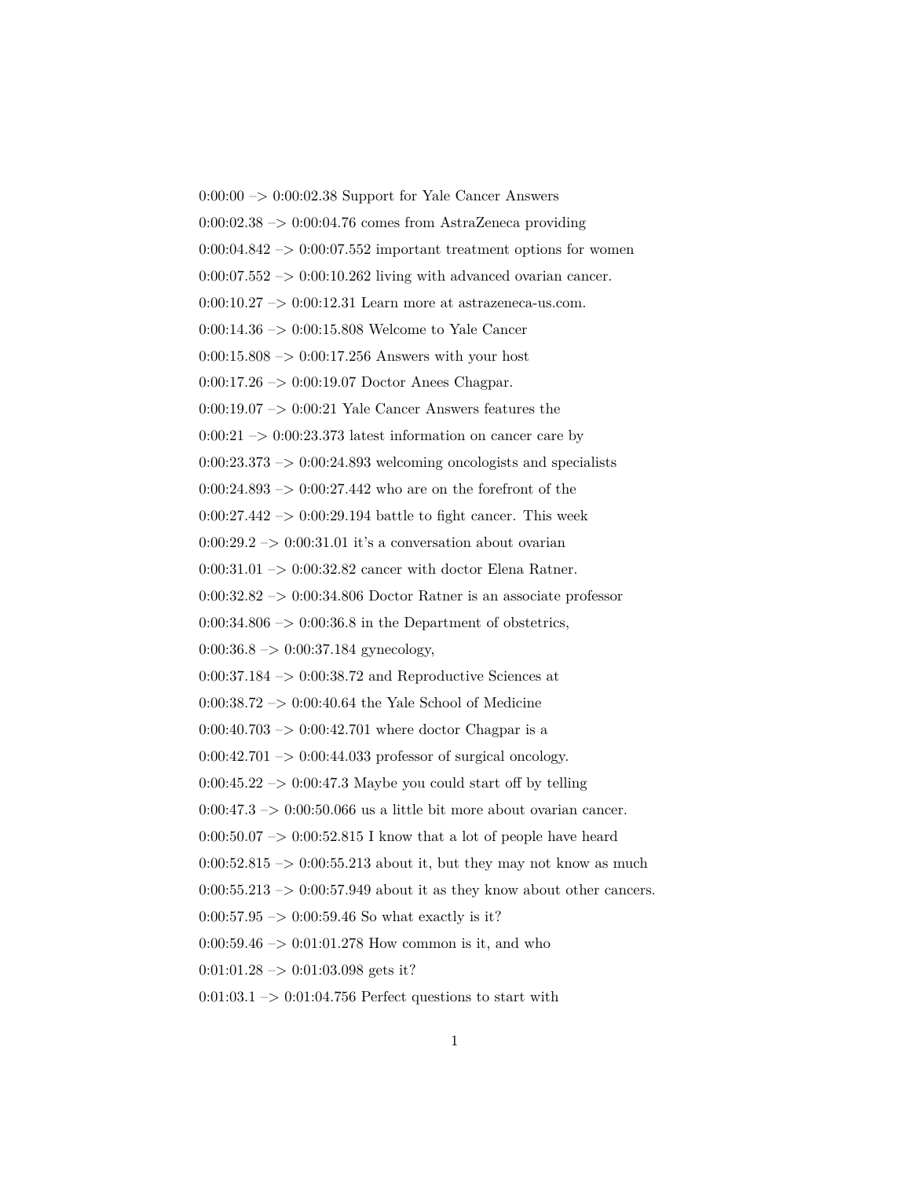0:00:00 –> 0:00:02.38 Support for Yale Cancer Answers

0:00:02.38 –> 0:00:04.76 comes from AstraZeneca providing

0:00:04.842 –> 0:00:07.552 important treatment options for women

0:00:07.552 –> 0:00:10.262 living with advanced ovarian cancer.

0:00:10.27 –> 0:00:12.31 Learn more at astrazeneca-us.com.

0:00:14.36 –> 0:00:15.808 Welcome to Yale Cancer

0:00:15.808 –> 0:00:17.256 Answers with your host

0:00:17.26 –> 0:00:19.07 Doctor Anees Chagpar.

0:00:19.07 –> 0:00:21 Yale Cancer Answers features the

0:00:21 –> 0:00:23.373 latest information on cancer care by

0:00:23.373 –> 0:00:24.893 welcoming oncologists and specialists

0:00:24.893 –> 0:00:27.442 who are on the forefront of the

0:00:27.442 –> 0:00:29.194 battle to fight cancer. This week

0:00:29.2 –> 0:00:31.01 it's a conversation about ovarian

0:00:31.01 –> 0:00:32.82 cancer with doctor Elena Ratner.

0:00:32.82 –> 0:00:34.806 Doctor Ratner is an associate professor

0:00:34.806 –> 0:00:36.8 in the Department of obstetrics,

0:00:36.8 –> 0:00:37.184 gynecology,

0:00:37.184 –> 0:00:38.72 and Reproductive Sciences at

0:00:38.72 –> 0:00:40.64 the Yale School of Medicine

0:00:40.703 –> 0:00:42.701 where doctor Chagpar is a

0:00:42.701 –> 0:00:44.033 professor of surgical oncology.

0:00:45.22 –> 0:00:47.3 Maybe you could start off by telling

0:00:47.3 –> 0:00:50.066 us a little bit more about ovarian cancer.

0:00:50.07 –> 0:00:52.815 I know that a lot of people have heard

0:00:52.815 –> 0:00:55.213 about it, but they may not know as much

0:00:55.213 –> 0:00:57.949 about it as they know about other cancers.

0:00:57.95 –> 0:00:59.46 So what exactly is it?

0:00:59.46 –> 0:01:01.278 How common is it, and who

0:01:01.28 –> 0:01:03.098 gets it?

0:01:03.1 –> 0:01:04.756 Perfect questions to start with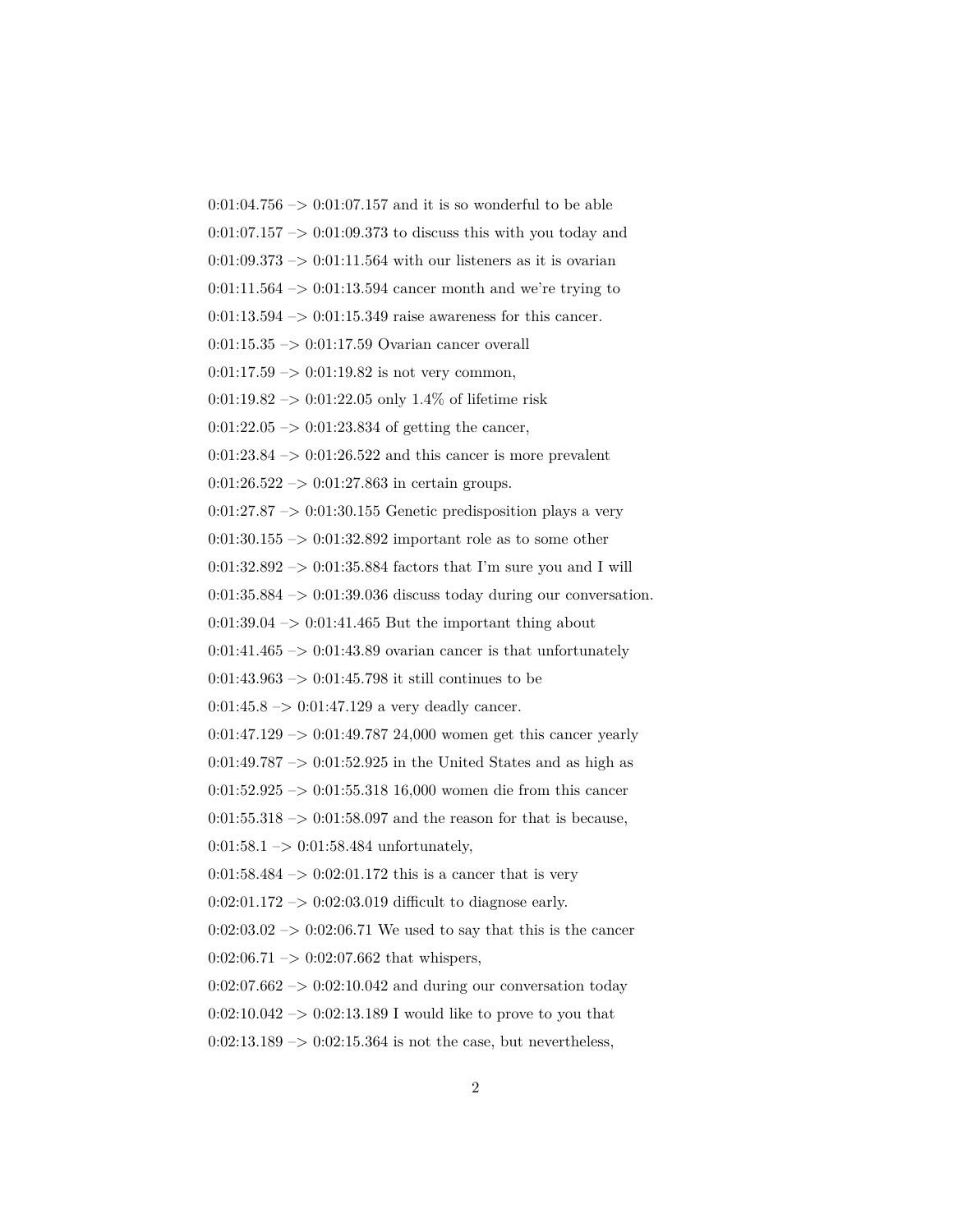0:01:04.756 –> 0:01:07.157 and it is so wonderful to be able

0:01:07.157 –> 0:01:09.373 to discuss this with you today and

0:01:09.373 –> 0:01:11.564 with our listeners as it is ovarian

0:01:11.564 –> 0:01:13.594 cancer month and we're trying to

0:01:13.594 –> 0:01:15.349 raise awareness for this cancer.

0:01:15.35 –> 0:01:17.59 Ovarian cancer overall

0:01:17.59 –> 0:01:19.82 is not very common,

0:01:19.82 –> 0:01:22.05 only 1.4% of lifetime risk

0:01:22.05 –> 0:01:23.834 of getting the cancer,

0:01:23.84 –> 0:01:26.522 and this cancer is more prevalent

0:01:26.522 –> 0:01:27.863 in certain groups.

0:01:27.87 –> 0:01:30.155 Genetic predisposition plays a very

0:01:30.155 –> 0:01:32.892 important role as to some other

0:01:32.892 –> 0:01:35.884 factors that I'm sure you and I will

0:01:35.884 –> 0:01:39.036 discuss today during our conversation.

0:01:39.04 –> 0:01:41.465 But the important thing about

0:01:41.465 –> 0:01:43.89 ovarian cancer is that unfortunately

0:01:43.963 –> 0:01:45.798 it still continues to be

0:01:45.8 –> 0:01:47.129 a very deadly cancer.

0:01:47.129 –> 0:01:49.787 24,000 women get this cancer yearly

0:01:49.787 –> 0:01:52.925 in the United States and as high as

0:01:52.925 –> 0:01:55.318 16,000 women die from this cancer

0:01:55.318 –> 0:01:58.097 and the reason for that is because,

0:01:58.1 –> 0:01:58.484 unfortunately,

0:01:58.484 –> 0:02:01.172 this is a cancer that is very

0:02:01.172 –> 0:02:03.019 difficult to diagnose early.

0:02:03.02 –> 0:02:06.71 We used to say that this is the cancer

0:02:06.71 –> 0:02:07.662 that whispers,

0:02:07.662 –> 0:02:10.042 and during our conversation today

0:02:10.042 –> 0:02:13.189 I would like to prove to you that

0:02:13.189 –> 0:02:15.364 is not the case, but nevertheless,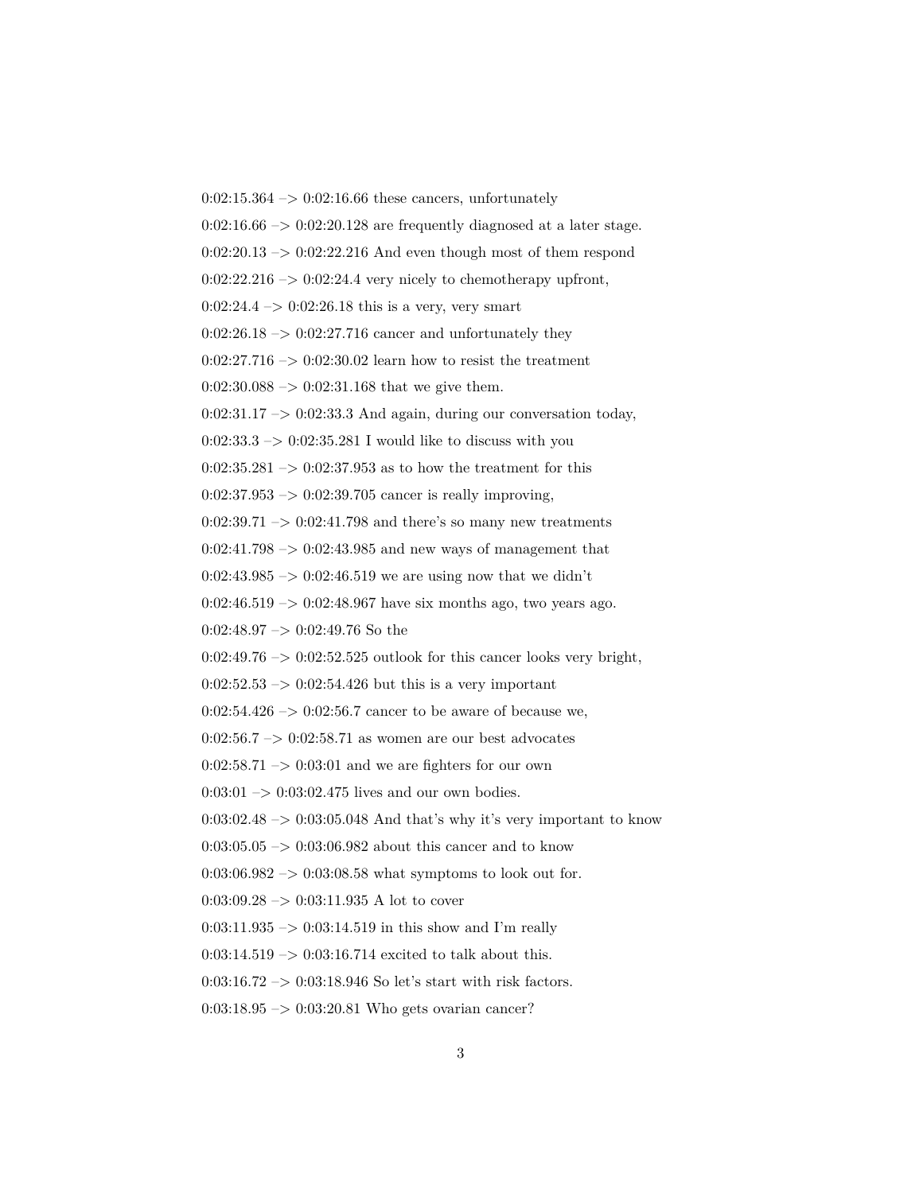0:02:15.364 –> 0:02:16.66 these cancers, unfortunately

0:02:16.66 –> 0:02:20.128 are frequently diagnosed at a later stage.

0:02:20.13 –> 0:02:22.216 And even though most of them respond

0:02:22.216 –> 0:02:24.4 very nicely to chemotherapy upfront,

0:02:24.4 –> 0:02:26.18 this is a very, very smart

0:02:26.18 –> 0:02:27.716 cancer and unfortunately they

0:02:27.716 –> 0:02:30.02 learn how to resist the treatment

0:02:30.088 –> 0:02:31.168 that we give them.

0:02:31.17 –> 0:02:33.3 And again, during our conversation today,

0:02:33.3 –> 0:02:35.281 I would like to discuss with you

0:02:35.281 –> 0:02:37.953 as to how the treatment for this

0:02:37.953 –> 0:02:39.705 cancer is really improving,

0:02:39.71 –> 0:02:41.798 and there's so many new treatments

0:02:41.798 –> 0:02:43.985 and new ways of management that

0:02:43.985 –> 0:02:46.519 we are using now that we didn't

0:02:46.519 –> 0:02:48.967 have six months ago, two years ago.

0:02:48.97 –> 0:02:49.76 So the

0:02:49.76 –> 0:02:52.525 outlook for this cancer looks very bright,

0:02:52.53 –> 0:02:54.426 but this is a very important

0:02:54.426 –> 0:02:56.7 cancer to be aware of because we,

0:02:56.7 –> 0:02:58.71 as women are our best advocates

0:02:58.71 –> 0:03:01 and we are fighters for our own

0:03:01 –> 0:03:02.475 lives and our own bodies.

0:03:02.48 –> 0:03:05.048 And that's why it's very important to know

0:03:05.05 –> 0:03:06.982 about this cancer and to know

0:03:06.982 –> 0:03:08.58 what symptoms to look out for.

0:03:09.28 –> 0:03:11.935 A lot to cover

0:03:11.935 –> 0:03:14.519 in this show and I'm really

0:03:14.519 –> 0:03:16.714 excited to talk about this.

0:03:16.72 –> 0:03:18.946 So let's start with risk factors.

0:03:18.95 –> 0:03:20.81 Who gets ovarian cancer?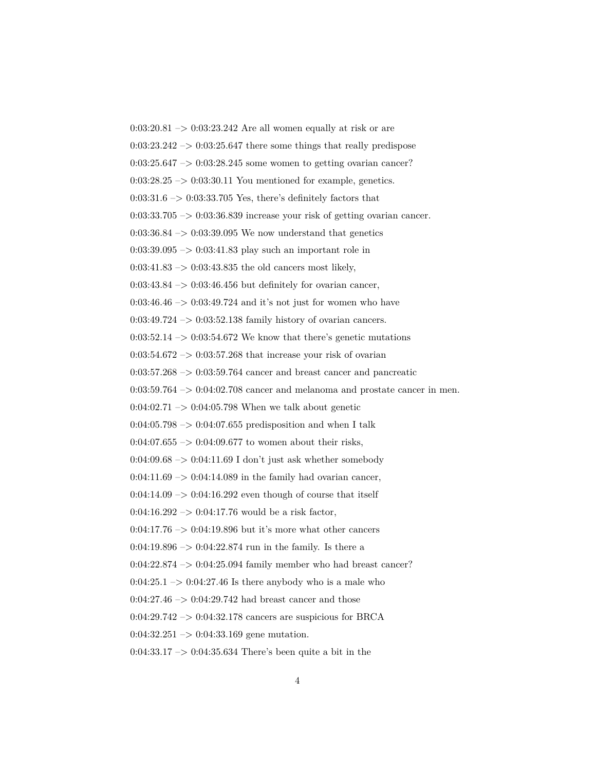0:03:20.81 –> 0:03:23.242 Are all women equally at risk or are

0:03:23.242 –> 0:03:25.647 there some things that really predispose

0:03:25.647 –> 0:03:28.245 some women to getting ovarian cancer?

0:03:28.25 –> 0:03:30.11 You mentioned for example, genetics.

0:03:31.6 –> 0:03:33.705 Yes, there's definitely factors that

0:03:33.705 –> 0:03:36.839 increase your risk of getting ovarian cancer.

0:03:36.84 –> 0:03:39.095 We now understand that genetics

0:03:39.095 –> 0:03:41.83 play such an important role in

0:03:41.83 –> 0:03:43.835 the old cancers most likely,

0:03:43.84 –> 0:03:46.456 but definitely for ovarian cancer,

0:03:46.46 –> 0:03:49.724 and it's not just for women who have

0:03:49.724 –> 0:03:52.138 family history of ovarian cancers.

0:03:52.14 –> 0:03:54.672 We know that there's genetic mutations

0:03:54.672 –> 0:03:57.268 that increase your risk of ovarian

0:03:57.268 –> 0:03:59.764 cancer and breast cancer and pancreatic

0:03:59.764 –> 0:04:02.708 cancer and melanoma and prostate cancer in men.

0:04:02.71 –> 0:04:05.798 When we talk about genetic

0:04:05.798 –> 0:04:07.655 predisposition and when I talk

0:04:07.655 –> 0:04:09.677 to women about their risks,

0:04:09.68 –> 0:04:11.69 I don't just ask whether somebody

0:04:11.69 –> 0:04:14.089 in the family had ovarian cancer,

0:04:14.09 –> 0:04:16.292 even though of course that itself

0:04:16.292 –> 0:04:17.76 would be a risk factor,

0:04:17.76 –> 0:04:19.896 but it's more what other cancers

0:04:19.896 –> 0:04:22.874 run in the family. Is there a

0:04:22.874 –> 0:04:25.094 family member who had breast cancer?

0:04:25.1 –> 0:04:27.46 Is there anybody who is a male who

0:04:27.46 –> 0:04:29.742 had breast cancer and those

0:04:29.742 –> 0:04:32.178 cancers are suspicious for BRCA

0:04:32.251 –> 0:04:33.169 gene mutation.

0:04:33.17 –> 0:04:35.634 There's been quite a bit in the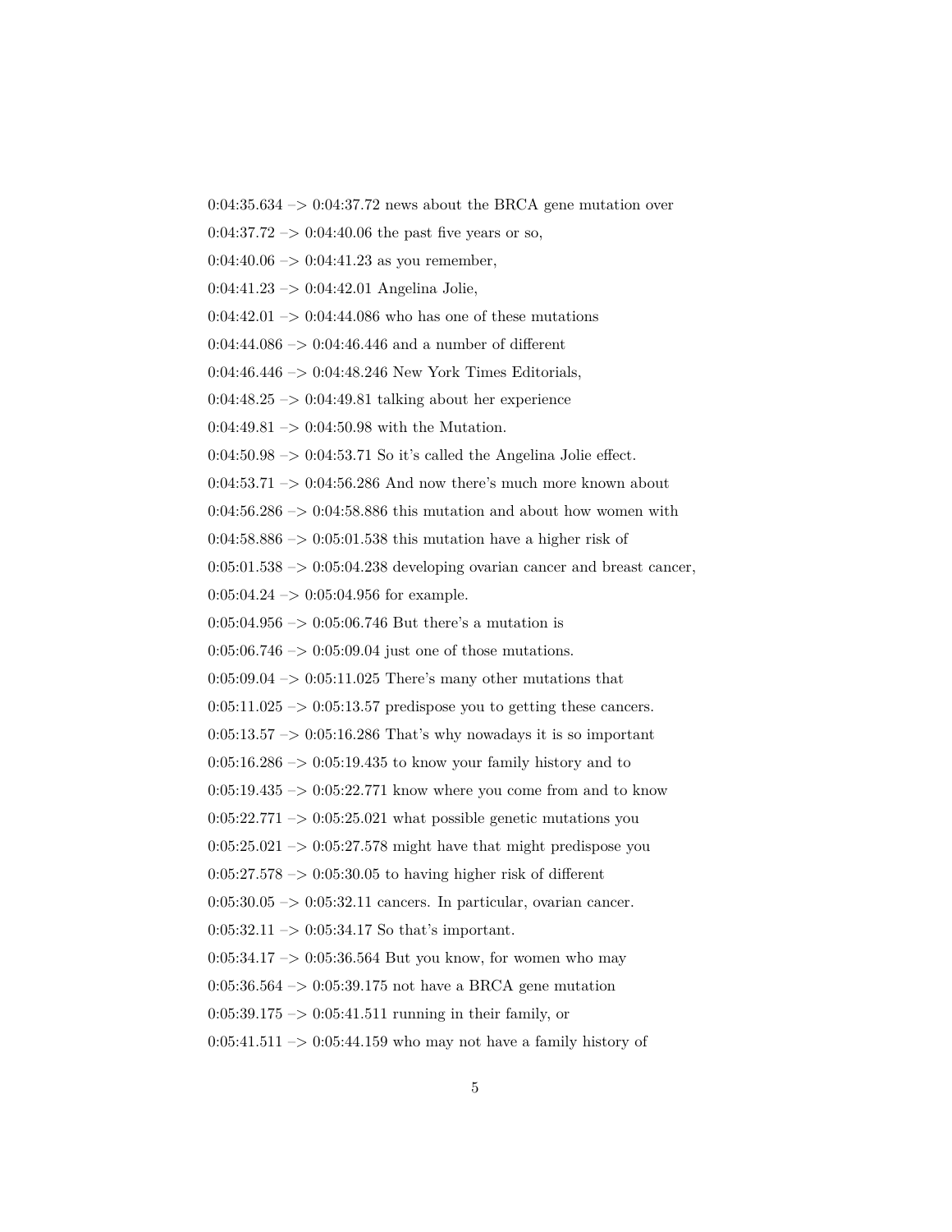0:04:35.634 –> 0:04:37.72 news about the BRCA gene mutation over

0:04:37.72 –> 0:04:40.06 the past five years or so,

0:04:40.06 –> 0:04:41.23 as you remember,

0:04:41.23 –> 0:04:42.01 Angelina Jolie,

0:04:42.01 –> 0:04:44.086 who has one of these mutations

0:04:44.086 –> 0:04:46.446 and a number of different

0:04:46.446 –> 0:04:48.246 New York Times Editorials,

0:04:48.25 –> 0:04:49.81 talking about her experience

0:04:49.81 –> 0:04:50.98 with the Mutation.

0:04:50.98 –> 0:04:53.71 So it's called the Angelina Jolie effect.

0:04:53.71 –> 0:04:56.286 And now there's much more known about

0:04:56.286 –> 0:04:58.886 this mutation and about how women with

0:04:58.886 –> 0:05:01.538 this mutation have a higher risk of

0:05:01.538 –> 0:05:04.238 developing ovarian cancer and breast cancer,

0:05:04.24 –> 0:05:04.956 for example.

0:05:04.956 –> 0:05:06.746 But there's a mutation is

0:05:06.746 –> 0:05:09.04 just one of those mutations.

0:05:09.04 –> 0:05:11.025 There's many other mutations that

0:05:11.025 –> 0:05:13.57 predispose you to getting these cancers.

0:05:13.57 –> 0:05:16.286 That's why nowadays it is so important

0:05:16.286 –> 0:05:19.435 to know your family history and to

0:05:19.435 –> 0:05:22.771 know where you come from and to know

0:05:22.771 –> 0:05:25.021 what possible genetic mutations you

0:05:25.021 –> 0:05:27.578 might have that might predispose you

0:05:27.578 –> 0:05:30.05 to having higher risk of different

0:05:30.05 –> 0:05:32.11 cancers. In particular, ovarian cancer.

0:05:32.11 –> 0:05:34.17 So that's important.

0:05:34.17 –> 0:05:36.564 But you know, for women who may

0:05:36.564 –> 0:05:39.175 not have a BRCA gene mutation

0:05:39.175 –> 0:05:41.511 running in their family, or

0:05:41.511 –> 0:05:44.159 who may not have a family history of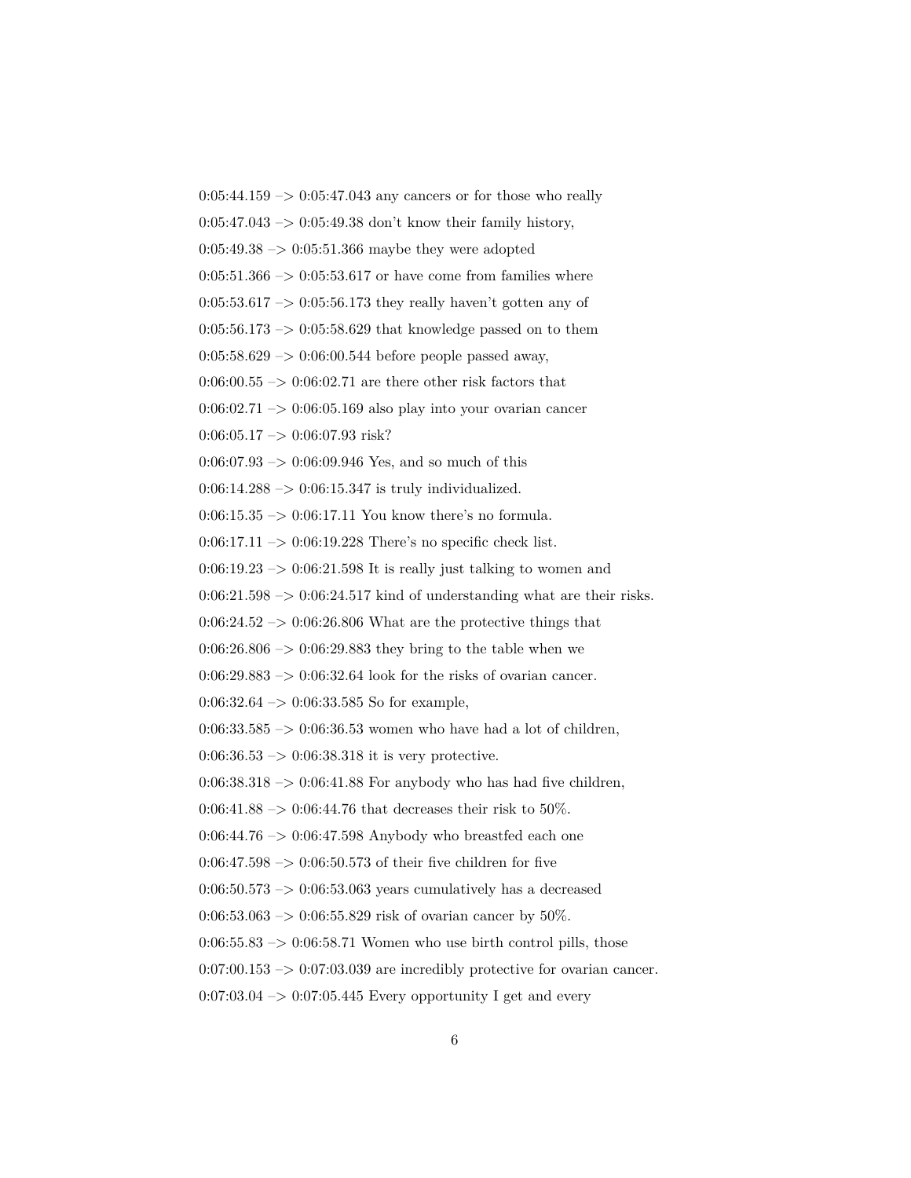0:05:44.159 –> 0:05:47.043 any cancers or for those who really

0:05:47.043 –> 0:05:49.38 don't know their family history,

0:05:49.38 –> 0:05:51.366 maybe they were adopted

0:05:51.366 –> 0:05:53.617 or have come from families where

0:05:53.617 –> 0:05:56.173 they really haven't gotten any of

0:05:56.173 –> 0:05:58.629 that knowledge passed on to them

0:05:58.629 –> 0:06:00.544 before people passed away,

0:06:00.55 –> 0:06:02.71 are there other risk factors that

0:06:02.71 –> 0:06:05.169 also play into your ovarian cancer

0:06:05.17 –> 0:06:07.93 risk?

0:06:07.93 –> 0:06:09.946 Yes, and so much of this

0:06:14.288 –> 0:06:15.347 is truly individualized.

0:06:15.35 –> 0:06:17.11 You know there's no formula.

0:06:17.11 –> 0:06:19.228 There's no specific check list.

0:06:19.23 –> 0:06:21.598 It is really just talking to women and

0:06:21.598 –> 0:06:24.517 kind of understanding what are their risks.

0:06:24.52 –> 0:06:26.806 What are the protective things that

0:06:26.806 –> 0:06:29.883 they bring to the table when we

0:06:29.883 –> 0:06:32.64 look for the risks of ovarian cancer.

0:06:32.64 –> 0:06:33.585 So for example,

0:06:33.585 –> 0:06:36.53 women who have had a lot of children,

0:06:36.53 –> 0:06:38.318 it is very protective.

0:06:38.318 –> 0:06:41.88 For anybody who has had five children,

0:06:41.88 –> 0:06:44.76 that decreases their risk to 50%.

0:06:44.76 –> 0:06:47.598 Anybody who breastfed each one

0:06:47.598 –> 0:06:50.573 of their five children for five

0:06:50.573 –> 0:06:53.063 years cumulatively has a decreased

0:06:53.063 –> 0:06:55.829 risk of ovarian cancer by 50%.

0:06:55.83 –> 0:06:58.71 Women who use birth control pills, those

0:07:00.153 –> 0:07:03.039 are incredibly protective for ovarian cancer.

0:07:03.04 –> 0:07:05.445 Every opportunity I get and every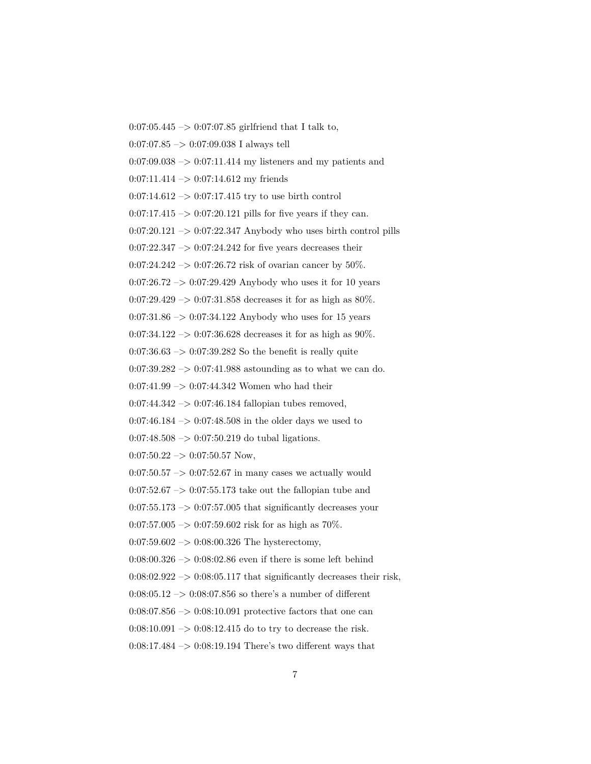0:07:05.445 –> 0:07:07.85 girlfriend that I talk to,

0:07:07.85 –> 0:07:09.038 I always tell

0:07:09.038 –> 0:07:11.414 my listeners and my patients and

0:07:11.414 –> 0:07:14.612 my friends

0:07:14.612 –> 0:07:17.415 try to use birth control

0:07:17.415 –> 0:07:20.121 pills for five years if they can.

0:07:20.121 –> 0:07:22.347 Anybody who uses birth control pills

0:07:22.347 –> 0:07:24.242 for five years decreases their

0:07:24.242 –> 0:07:26.72 risk of ovarian cancer by 50%.

0:07:26.72 –> 0:07:29.429 Anybody who uses it for 10 years

0:07:29.429 –> 0:07:31.858 decreases it for as high as 80%.

0:07:31.86 –> 0:07:34.122 Anybody who uses for 15 years

0:07:34.122 –> 0:07:36.628 decreases it for as high as 90%.

0:07:36.63 –> 0:07:39.282 So the benefit is really quite

0:07:39.282 –> 0:07:41.988 astounding as to what we can do.

0:07:41.99 –> 0:07:44.342 Women who had their

0:07:44.342 –> 0:07:46.184 fallopian tubes removed,

0:07:46.184 –> 0:07:48.508 in the older days we used to

0:07:48.508 –> 0:07:50.219 do tubal ligations.

0:07:50.22 –> 0:07:50.57 Now,

0:07:50.57 –> 0:07:52.67 in many cases we actually would

0:07:52.67 –> 0:07:55.173 take out the fallopian tube and

0:07:55.173 –> 0:07:57.005 that significantly decreases your

0:07:57.005 –> 0:07:59.602 risk for as high as 70%.

0:07:59.602 –> 0:08:00.326 The hysterectomy,

0:08:00.326 –> 0:08:02.86 even if there is some left behind

0:08:02.922 –> 0:08:05.117 that significantly decreases their risk,

0:08:05.12 –> 0:08:07.856 so there's a number of different

0:08:07.856 –> 0:08:10.091 protective factors that one can

0:08:10.091 –> 0:08:12.415 do to try to decrease the risk.

0:08:17.484 –> 0:08:19.194 There's two different ways that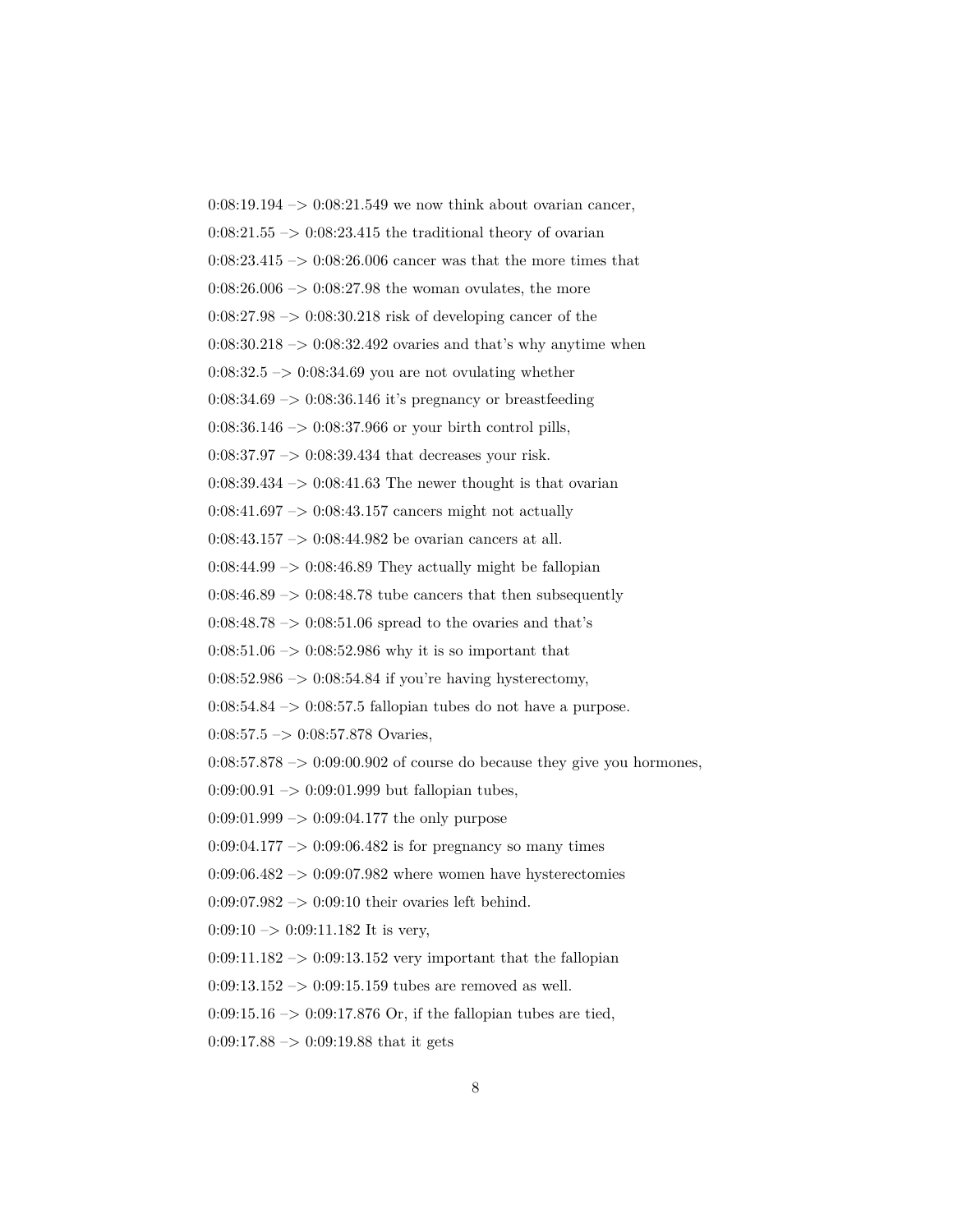0:08:19.194 –> 0:08:21.549 we now think about ovarian cancer,

0:08:21.55 –> 0:08:23.415 the traditional theory of ovarian

0:08:23.415 –> 0:08:26.006 cancer was that the more times that

0:08:26.006 –> 0:08:27.98 the woman ovulates, the more

0:08:27.98 –> 0:08:30.218 risk of developing cancer of the

0:08:30.218 –> 0:08:32.492 ovaries and that's why anytime when

0:08:32.5 –> 0:08:34.69 you are not ovulating whether

0:08:34.69 –> 0:08:36.146 it's pregnancy or breastfeeding

0:08:36.146 –> 0:08:37.966 or your birth control pills,

0:08:37.97 –> 0:08:39.434 that decreases your risk.

0:08:39.434 –> 0:08:41.63 The newer thought is that ovarian

0:08:41.697 –> 0:08:43.157 cancers might not actually

0:08:43.157 –> 0:08:44.982 be ovarian cancers at all.

0:08:44.99 –> 0:08:46.89 They actually might be fallopian

0:08:46.89 –> 0:08:48.78 tube cancers that then subsequently

0:08:48.78 –> 0:08:51.06 spread to the ovaries and that's

0:08:51.06 –> 0:08:52.986 why it is so important that

0:08:52.986 –> 0:08:54.84 if you're having hysterectomy,

0:08:54.84 –> 0:08:57.5 fallopian tubes do not have a purpose.

0:08:57.5 –> 0:08:57.878 Ovaries,

0:08:57.878 –> 0:09:00.902 of course do because they give you hormones,

0:09:00.91 –> 0:09:01.999 but fallopian tubes,

0:09:01.999 –> 0:09:04.177 the only purpose

0:09:04.177 –> 0:09:06.482 is for pregnancy so many times

0:09:06.482 –> 0:09:07.982 where women have hysterectomies

0:09:07.982 –> 0:09:10 their ovaries left behind.

0:09:10 –> 0:09:11.182 It is very,

0:09:11.182 –> 0:09:13.152 very important that the fallopian

0:09:13.152 –> 0:09:15.159 tubes are removed as well.

0:09:15.16 –> 0:09:17.876 Or, if the fallopian tubes are tied,

0:09:17.88 –> 0:09:19.88 that it gets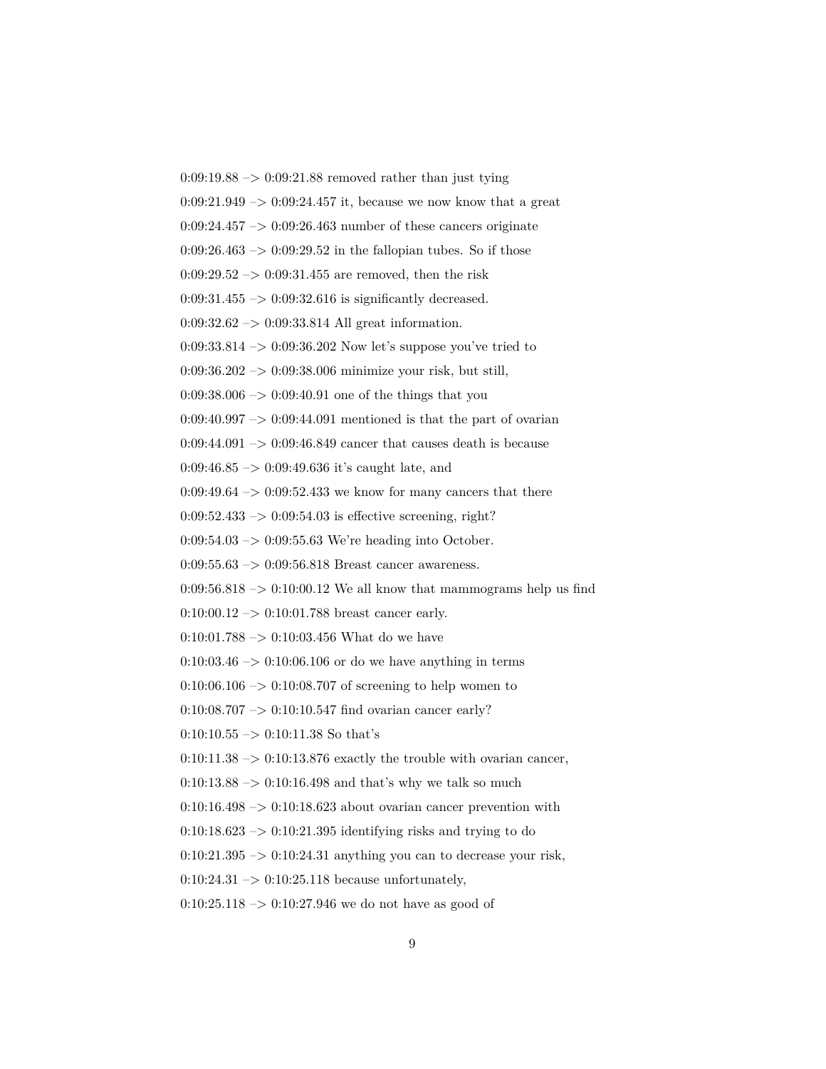0:09:19.88 –> 0:09:21.88 removed rather than just tying

0:09:21.949 –> 0:09:24.457 it, because we now know that a great

0:09:24.457 –> 0:09:26.463 number of these cancers originate

0:09:26.463 –> 0:09:29.52 in the fallopian tubes. So if those

0:09:29.52 –> 0:09:31.455 are removed, then the risk

0:09:31.455 –> 0:09:32.616 is significantly decreased.

0:09:32.62 –> 0:09:33.814 All great information.

0:09:33.814 –> 0:09:36.202 Now let's suppose you've tried to

0:09:36.202 –> 0:09:38.006 minimize your risk, but still,

0:09:38.006 –> 0:09:40.91 one of the things that you

0:09:40.997 –> 0:09:44.091 mentioned is that the part of ovarian

0:09:44.091 –> 0:09:46.849 cancer that causes death is because

0:09:46.85 –> 0:09:49.636 it's caught late, and

0:09:49.64 –> 0:09:52.433 we know for many cancers that there

0:09:52.433 –> 0:09:54.03 is effective screening, right?

0:09:54.03 –> 0:09:55.63 We're heading into October.

0:09:55.63 –> 0:09:56.818 Breast cancer awareness.

0:09:56.818 –> 0:10:00.12 We all know that mammograms help us find

0:10:00.12 –> 0:10:01.788 breast cancer early.

0:10:01.788 –> 0:10:03.456 What do we have

0:10:03.46 –> 0:10:06.106 or do we have anything in terms

0:10:06.106 –> 0:10:08.707 of screening to help women to

0:10:08.707 –> 0:10:10.547 find ovarian cancer early?

0:10:10.55 –> 0:10:11.38 So that's

0:10:11.38 –> 0:10:13.876 exactly the trouble with ovarian cancer,

0:10:13.88 –> 0:10:16.498 and that's why we talk so much

0:10:16.498 –> 0:10:18.623 about ovarian cancer prevention with

0:10:18.623 –> 0:10:21.395 identifying risks and trying to do

0:10:21.395 –> 0:10:24.31 anything you can to decrease your risk,

0:10:24.31 –> 0:10:25.118 because unfortunately,

0:10:25.118 –> 0:10:27.946 we do not have as good of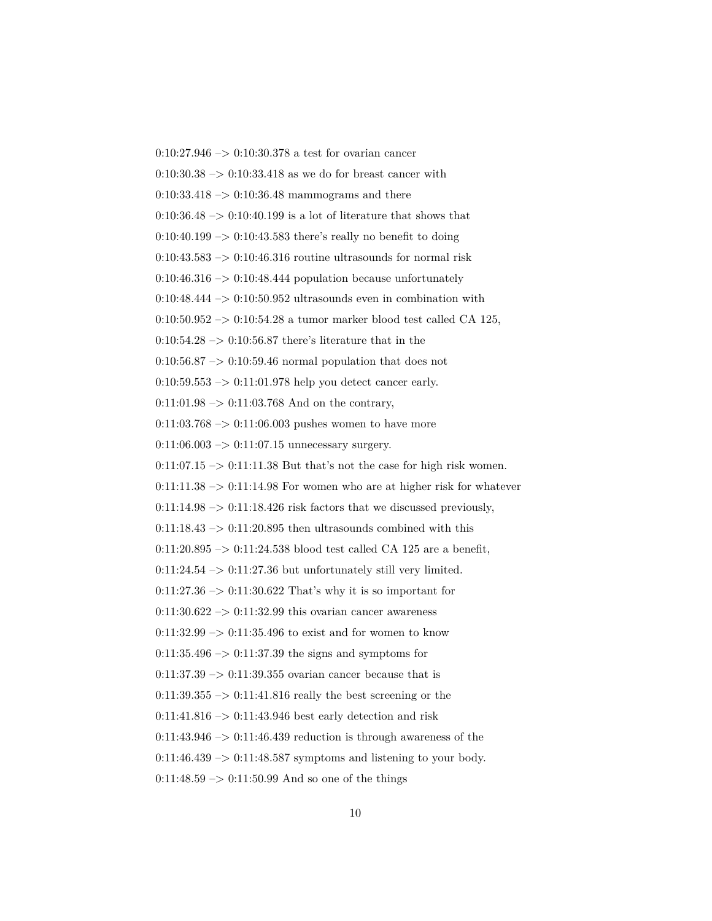0:10:27.946 –> 0:10:30.378 a test for ovarian cancer

0:10:30.38 –> 0:10:33.418 as we do for breast cancer with

0:10:33.418 –> 0:10:36.48 mammograms and there

0:10:36.48 –> 0:10:40.199 is a lot of literature that shows that

0:10:40.199 –> 0:10:43.583 there's really no benefit to doing

0:10:43.583 –> 0:10:46.316 routine ultrasounds for normal risk

0:10:46.316 –> 0:10:48.444 population because unfortunately

0:10:48.444 –> 0:10:50.952 ultrasounds even in combination with

0:10:50.952 –> 0:10:54.28 a tumor marker blood test called CA 125,

0:10:54.28 –> 0:10:56.87 there's literature that in the

0:10:56.87 –> 0:10:59.46 normal population that does not

0:10:59.553 –> 0:11:01.978 help you detect cancer early.

0:11:01.98 –> 0:11:03.768 And on the contrary,

0:11:03.768 –> 0:11:06.003 pushes women to have more

0:11:06.003 –> 0:11:07.15 unnecessary surgery.

0:11:07.15 –> 0:11:11.38 But that's not the case for high risk women.

0:11:11.38 –> 0:11:14.98 For women who are at higher risk for whatever

0:11:14.98 –> 0:11:18.426 risk factors that we discussed previously,

0:11:18.43 –> 0:11:20.895 then ultrasounds combined with this

0:11:20.895 –> 0:11:24.538 blood test called CA 125 are a benefit,

0:11:24.54 –> 0:11:27.36 but unfortunately still very limited.

0:11:27.36 –> 0:11:30.622 That's why it is so important for

0:11:30.622 –> 0:11:32.99 this ovarian cancer awareness

0:11:32.99 –> 0:11:35.496 to exist and for women to know

0:11:35.496 –> 0:11:37.39 the signs and symptoms for

0:11:37.39 –> 0:11:39.355 ovarian cancer because that is

0:11:39.355 –> 0:11:41.816 really the best screening or the

0:11:41.816 –> 0:11:43.946 best early detection and risk

0:11:43.946 –> 0:11:46.439 reduction is through awareness of the

0:11:46.439 –> 0:11:48.587 symptoms and listening to your body.

0:11:48.59 –> 0:11:50.99 And so one of the things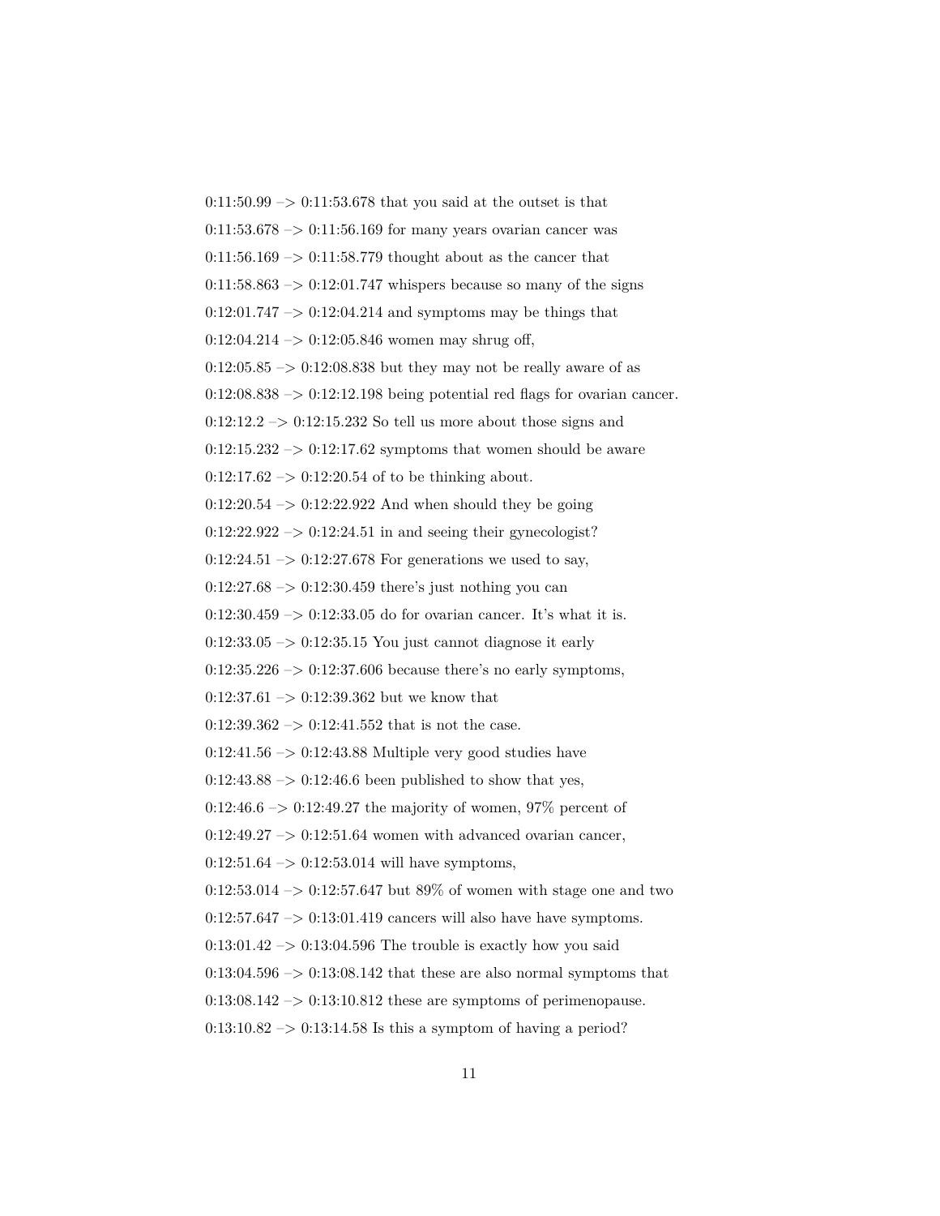0:11:50.99 –> 0:11:53.678 that you said at the outset is that

0:11:53.678 –> 0:11:56.169 for many years ovarian cancer was

0:11:56.169 –> 0:11:58.779 thought about as the cancer that

0:11:58.863 –> 0:12:01.747 whispers because so many of the signs

0:12:01.747 –> 0:12:04.214 and symptoms may be things that

0:12:04.214 –> 0:12:05.846 women may shrug off,

0:12:05.85 –> 0:12:08.838 but they may not be really aware of as

0:12:08.838 –> 0:12:12.198 being potential red flags for ovarian cancer.

0:12:12.2 –> 0:12:15.232 So tell us more about those signs and

0:12:15.232 –> 0:12:17.62 symptoms that women should be aware

0:12:17.62 –> 0:12:20.54 of to be thinking about.

0:12:20.54 –> 0:12:22.922 And when should they be going

0:12:22.922 –> 0:12:24.51 in and seeing their gynecologist?

0:12:24.51 –> 0:12:27.678 For generations we used to say,

0:12:27.68 –> 0:12:30.459 there's just nothing you can

0:12:30.459 –> 0:12:33.05 do for ovarian cancer. It's what it is.

0:12:33.05 –> 0:12:35.15 You just cannot diagnose it early

0:12:35.226 –> 0:12:37.606 because there's no early symptoms,

0:12:37.61 –> 0:12:39.362 but we know that

0:12:39.362 –> 0:12:41.552 that is not the case.

0:12:41.56 –> 0:12:43.88 Multiple very good studies have

0:12:43.88 –> 0:12:46.6 been published to show that yes,

0:12:46.6 –> 0:12:49.27 the majority of women, 97% percent of

0:12:49.27 –> 0:12:51.64 women with advanced ovarian cancer,

0:12:51.64 –> 0:12:53.014 will have symptoms,

0:12:53.014 –> 0:12:57.647 but 89% of women with stage one and two

0:12:57.647 –> 0:13:01.419 cancers will also have have symptoms.

0:13:01.42 –> 0:13:04.596 The trouble is exactly how you said

0:13:04.596 –> 0:13:08.142 that these are also normal symptoms that

0:13:08.142 –> 0:13:10.812 these are symptoms of perimenopause.

0:13:10.82 –> 0:13:14.58 Is this a symptom of having a period?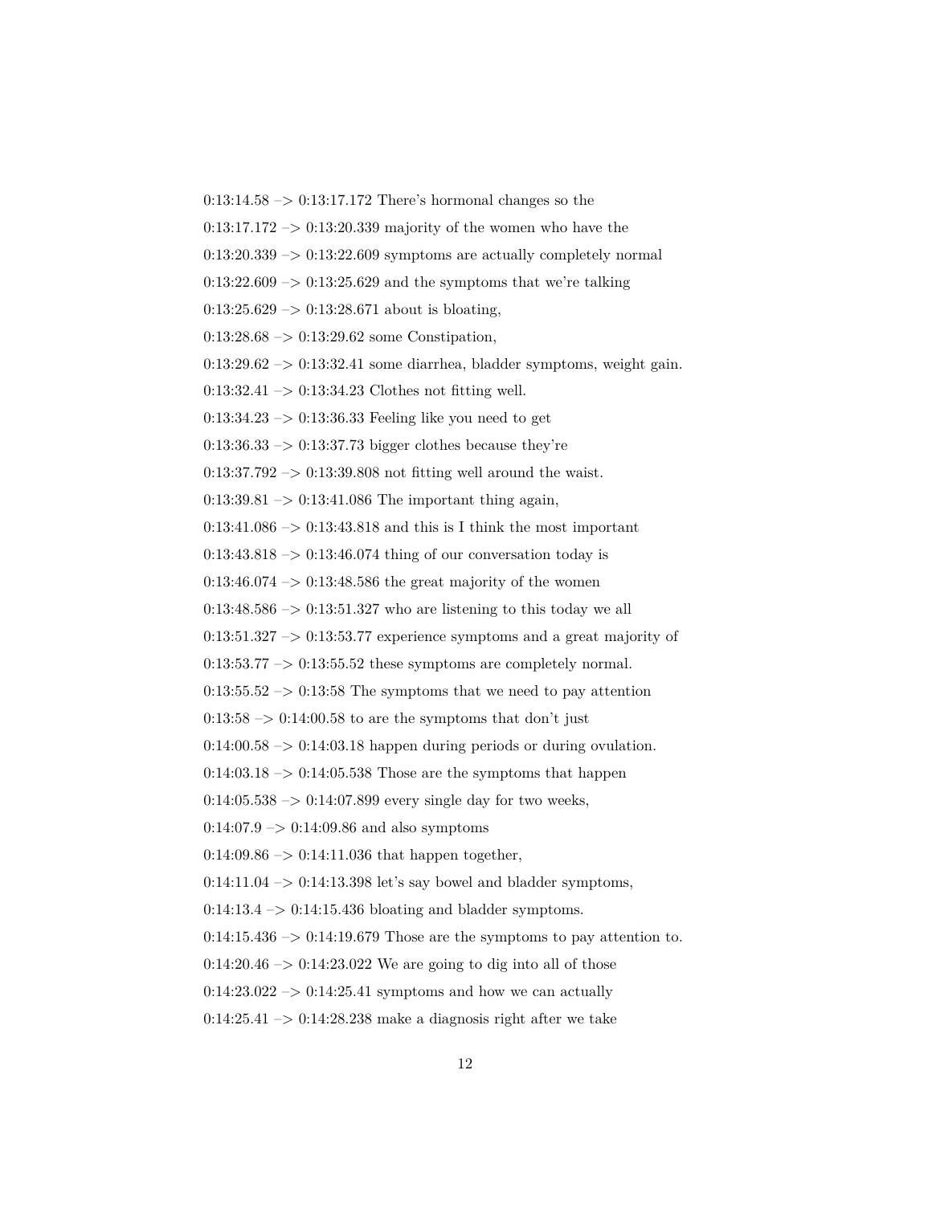0:13:14.58 –> 0:13:17.172 There's hormonal changes so the

0:13:17.172 –> 0:13:20.339 majority of the women who have the

0:13:20.339 –> 0:13:22.609 symptoms are actually completely normal

0:13:22.609 –> 0:13:25.629 and the symptoms that we're talking

0:13:25.629 –> 0:13:28.671 about is bloating,

0:13:28.68 –> 0:13:29.62 some Constipation,

0:13:29.62 –> 0:13:32.41 some diarrhea, bladder symptoms, weight gain.

0:13:32.41 –> 0:13:34.23 Clothes not fitting well.

0:13:34.23 –> 0:13:36.33 Feeling like you need to get

0:13:36.33 –> 0:13:37.73 bigger clothes because they're

0:13:37.792 –> 0:13:39.808 not fitting well around the waist.

0:13:39.81 –> 0:13:41.086 The important thing again,

0:13:41.086 –> 0:13:43.818 and this is I think the most important

0:13:43.818 –> 0:13:46.074 thing of our conversation today is

0:13:46.074 –> 0:13:48.586 the great majority of the women

0:13:48.586 –> 0:13:51.327 who are listening to this today we all

0:13:51.327 –> 0:13:53.77 experience symptoms and a great majority of

0:13:53.77 –> 0:13:55.52 these symptoms are completely normal.

0:13:55.52 –> 0:13:58 The symptoms that we need to pay attention

0:13:58 –> 0:14:00.58 to are the symptoms that don't just

0:14:00.58 –> 0:14:03.18 happen during periods or during ovulation.

0:14:03.18 –> 0:14:05.538 Those are the symptoms that happen

0:14:05.538 –> 0:14:07.899 every single day for two weeks,

0:14:07.9 –> 0:14:09.86 and also symptoms

0:14:09.86 –> 0:14:11.036 that happen together,

0:14:11.04 –> 0:14:13.398 let's say bowel and bladder symptoms,

0:14:13.4 –> 0:14:15.436 bloating and bladder symptoms.

0:14:15.436 –> 0:14:19.679 Those are the symptoms to pay attention to.

0:14:20.46 –> 0:14:23.022 We are going to dig into all of those

0:14:23.022 –> 0:14:25.41 symptoms and how we can actually

0:14:25.41 –> 0:14:28.238 make a diagnosis right after we take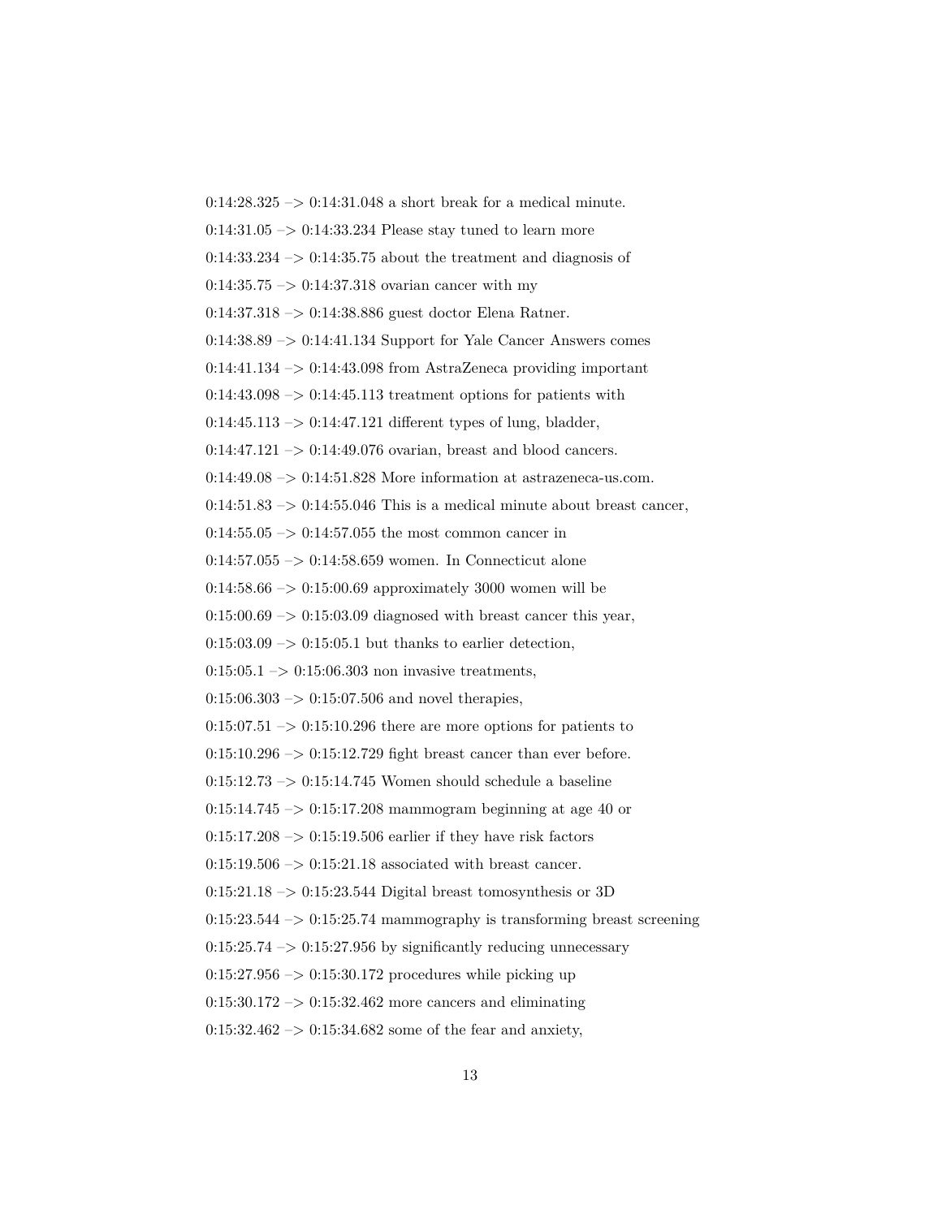0:14:28.325 –> 0:14:31.048 a short break for a medical minute.

0:14:31.05 –> 0:14:33.234 Please stay tuned to learn more

0:14:33.234 –> 0:14:35.75 about the treatment and diagnosis of

0:14:35.75 –> 0:14:37.318 ovarian cancer with my

0:14:37.318 –> 0:14:38.886 guest doctor Elena Ratner.

0:14:38.89 –> 0:14:41.134 Support for Yale Cancer Answers comes

0:14:41.134 –> 0:14:43.098 from AstraZeneca providing important

0:14:43.098 –> 0:14:45.113 treatment options for patients with

0:14:45.113 –> 0:14:47.121 different types of lung, bladder,

0:14:47.121 –> 0:14:49.076 ovarian, breast and blood cancers.

0:14:49.08 –> 0:14:51.828 More information at astrazeneca-us.com.

0:14:51.83 –> 0:14:55.046 This is a medical minute about breast cancer,

0:14:55.05 –> 0:14:57.055 the most common cancer in

0:14:57.055 –> 0:14:58.659 women. In Connecticut alone

0:14:58.66 –> 0:15:00.69 approximately 3000 women will be

0:15:00.69 –> 0:15:03.09 diagnosed with breast cancer this year,

0:15:03.09 –> 0:15:05.1 but thanks to earlier detection,

0:15:05.1 –> 0:15:06.303 non invasive treatments,

0:15:06.303 –> 0:15:07.506 and novel therapies,

0:15:07.51 –> 0:15:10.296 there are more options for patients to

0:15:10.296 –> 0:15:12.729 fight breast cancer than ever before.

0:15:12.73 –> 0:15:14.745 Women should schedule a baseline

0:15:14.745 –> 0:15:17.208 mammogram beginning at age 40 or

0:15:17.208 –> 0:15:19.506 earlier if they have risk factors

0:15:19.506 –> 0:15:21.18 associated with breast cancer.

0:15:21.18 –> 0:15:23.544 Digital breast tomosynthesis or 3D

0:15:23.544 –> 0:15:25.74 mammography is transforming breast screening

0:15:25.74 –> 0:15:27.956 by significantly reducing unnecessary

0:15:27.956 –> 0:15:30.172 procedures while picking up

0:15:30.172 –> 0:15:32.462 more cancers and eliminating

0:15:32.462 –> 0:15:34.682 some of the fear and anxiety,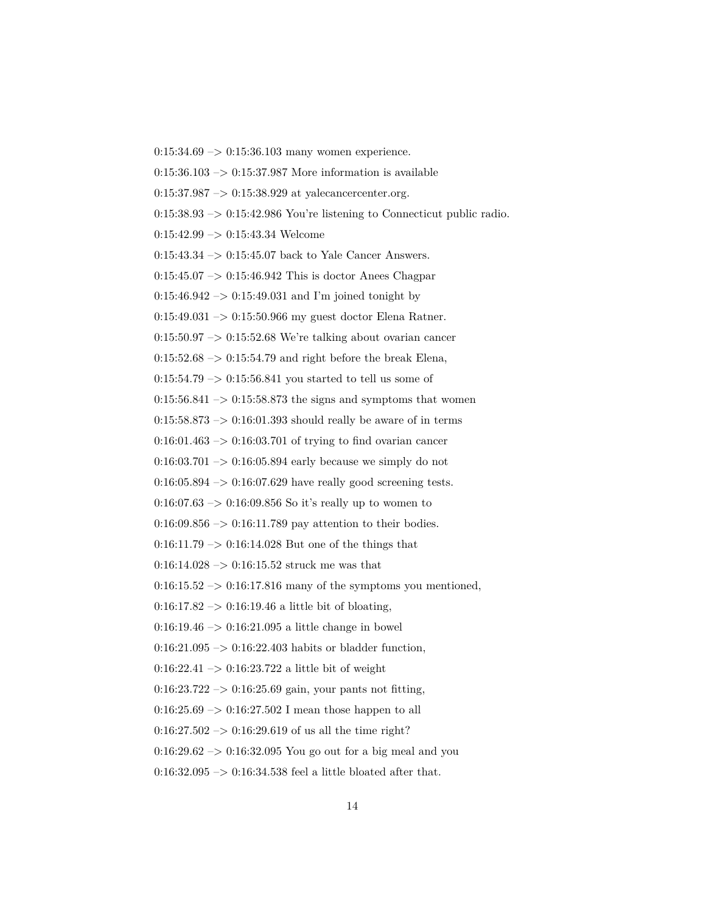0:15:34.69 –> 0:15:36.103 many women experience.

0:15:36.103 –> 0:15:37.987 More information is available

0:15:37.987 –> 0:15:38.929 at yalecancercenter.org.

0:15:38.93 –> 0:15:42.986 You're listening to Connecticut public radio.

0:15:42.99 –> 0:15:43.34 Welcome

0:15:43.34 –> 0:15:45.07 back to Yale Cancer Answers.

0:15:45.07 –> 0:15:46.942 This is doctor Anees Chagpar

0:15:46.942 –> 0:15:49.031 and I'm joined tonight by

0:15:49.031 –> 0:15:50.966 my guest doctor Elena Ratner.

0:15:50.97 –> 0:15:52.68 We're talking about ovarian cancer

0:15:52.68 –> 0:15:54.79 and right before the break Elena,

0:15:54.79 –> 0:15:56.841 you started to tell us some of

0:15:56.841 –> 0:15:58.873 the signs and symptoms that women

0:15:58.873 –> 0:16:01.393 should really be aware of in terms

0:16:01.463 –> 0:16:03.701 of trying to find ovarian cancer

0:16:03.701 –> 0:16:05.894 early because we simply do not

0:16:05.894 –> 0:16:07.629 have really good screening tests.

0:16:07.63 –> 0:16:09.856 So it's really up to women to

0:16:09.856 –> 0:16:11.789 pay attention to their bodies.

0:16:11.79 –> 0:16:14.028 But one of the things that

0:16:14.028 –> 0:16:15.52 struck me was that

0:16:15.52 –> 0:16:17.816 many of the symptoms you mentioned,

0:16:17.82 –> 0:16:19.46 a little bit of bloating,

0:16:19.46 –> 0:16:21.095 a little change in bowel

0:16:21.095 –> 0:16:22.403 habits or bladder function,

0:16:22.41 –> 0:16:23.722 a little bit of weight

0:16:23.722 –> 0:16:25.69 gain, your pants not fitting,

0:16:25.69 –> 0:16:27.502 I mean those happen to all

0:16:27.502 –> 0:16:29.619 of us all the time right?

0:16:29.62 –> 0:16:32.095 You go out for a big meal and you

0:16:32.095 –> 0:16:34.538 feel a little bloated after that.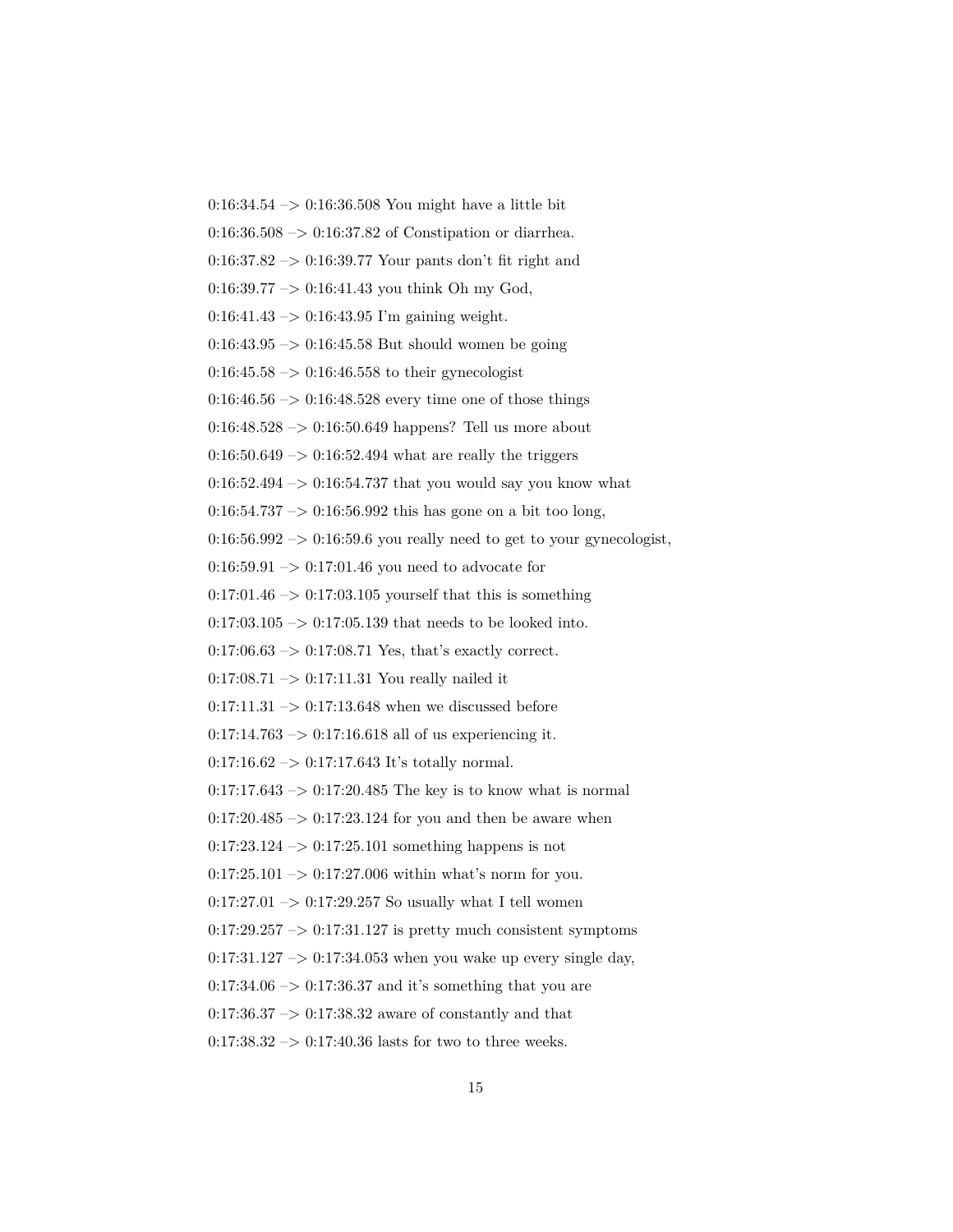0:16:34.54 –> 0:16:36.508 You might have a little bit

0:16:36.508 –> 0:16:37.82 of Constipation or diarrhea.

0:16:37.82 –> 0:16:39.77 Your pants don't fit right and

0:16:39.77 –> 0:16:41.43 you think Oh my God,

0:16:41.43 –> 0:16:43.95 I'm gaining weight.

0:16:43.95 –> 0:16:45.58 But should women be going

0:16:45.58 –> 0:16:46.558 to their gynecologist

0:16:46.56 –> 0:16:48.528 every time one of those things

0:16:48.528 –> 0:16:50.649 happens? Tell us more about

0:16:50.649 –> 0:16:52.494 what are really the triggers

0:16:52.494 –> 0:16:54.737 that you would say you know what

0:16:54.737 –> 0:16:56.992 this has gone on a bit too long,

0:16:56.992 –> 0:16:59.6 you really need to get to your gynecologist,

0:16:59.91 –> 0:17:01.46 you need to advocate for

0:17:01.46 –> 0:17:03.105 yourself that this is something

0:17:03.105 –> 0:17:05.139 that needs to be looked into.

0:17:06.63 –> 0:17:08.71 Yes, that's exactly correct.

0:17:08.71 –> 0:17:11.31 You really nailed it

0:17:11.31 –> 0:17:13.648 when we discussed before

0:17:14.763 –> 0:17:16.618 all of us experiencing it.

0:17:16.62 –> 0:17:17.643 It's totally normal.

0:17:17.643 –> 0:17:20.485 The key is to know what is normal

0:17:20.485 –> 0:17:23.124 for you and then be aware when

0:17:23.124 –> 0:17:25.101 something happens is not

0:17:25.101 –> 0:17:27.006 within what's norm for you.

0:17:27.01 –> 0:17:29.257 So usually what I tell women

0:17:29.257 –> 0:17:31.127 is pretty much consistent symptoms

0:17:31.127 –> 0:17:34.053 when you wake up every single day,

0:17:34.06 –> 0:17:36.37 and it's something that you are

0:17:36.37 –> 0:17:38.32 aware of constantly and that

0:17:38.32 –> 0:17:40.36 lasts for two to three weeks.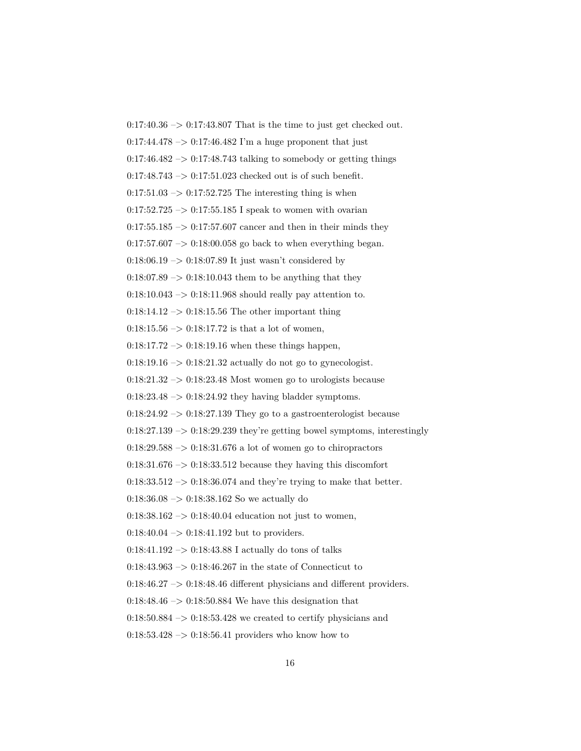0:17:40.36 –> 0:17:43.807 That is the time to just get checked out.

0:17:44.478 –> 0:17:46.482 I'm a huge proponent that just

0:17:46.482 –> 0:17:48.743 talking to somebody or getting things

0:17:48.743 –> 0:17:51.023 checked out is of such benefit.

0:17:51.03 –> 0:17:52.725 The interesting thing is when

0:17:52.725 –> 0:17:55.185 I speak to women with ovarian

0:17:55.185 –> 0:17:57.607 cancer and then in their minds they

0:17:57.607 –> 0:18:00.058 go back to when everything began.

0:18:06.19 –> 0:18:07.89 It just wasn't considered by

0:18:07.89 –> 0:18:10.043 them to be anything that they

0:18:10.043 –> 0:18:11.968 should really pay attention to.

0:18:14.12 –> 0:18:15.56 The other important thing

0:18:15.56 –> 0:18:17.72 is that a lot of women,

0:18:17.72 –> 0:18:19.16 when these things happen,

0:18:19.16 –> 0:18:21.32 actually do not go to gynecologist.

0:18:21.32 –> 0:18:23.48 Most women go to urologists because

0:18:23.48 –> 0:18:24.92 they having bladder symptoms.

0:18:24.92 –> 0:18:27.139 They go to a gastroenterologist because

0:18:27.139 –> 0:18:29.239 they're getting bowel symptoms, interestingly

0:18:29.588 –> 0:18:31.676 a lot of women go to chiropractors

0:18:31.676 –> 0:18:33.512 because they having this discomfort

0:18:33.512 –> 0:18:36.074 and they're trying to make that better.

0:18:36.08 –> 0:18:38.162 So we actually do

0:18:38.162 –> 0:18:40.04 education not just to women,

0:18:40.04 –> 0:18:41.192 but to providers.

0:18:41.192 –> 0:18:43.88 I actually do tons of talks

0:18:43.963 –> 0:18:46.267 in the state of Connecticut to

0:18:46.27 –> 0:18:48.46 different physicians and different providers.

0:18:48.46 –> 0:18:50.884 We have this designation that

0:18:50.884 –> 0:18:53.428 we created to certify physicians and

0:18:53.428 –> 0:18:56.41 providers who know how to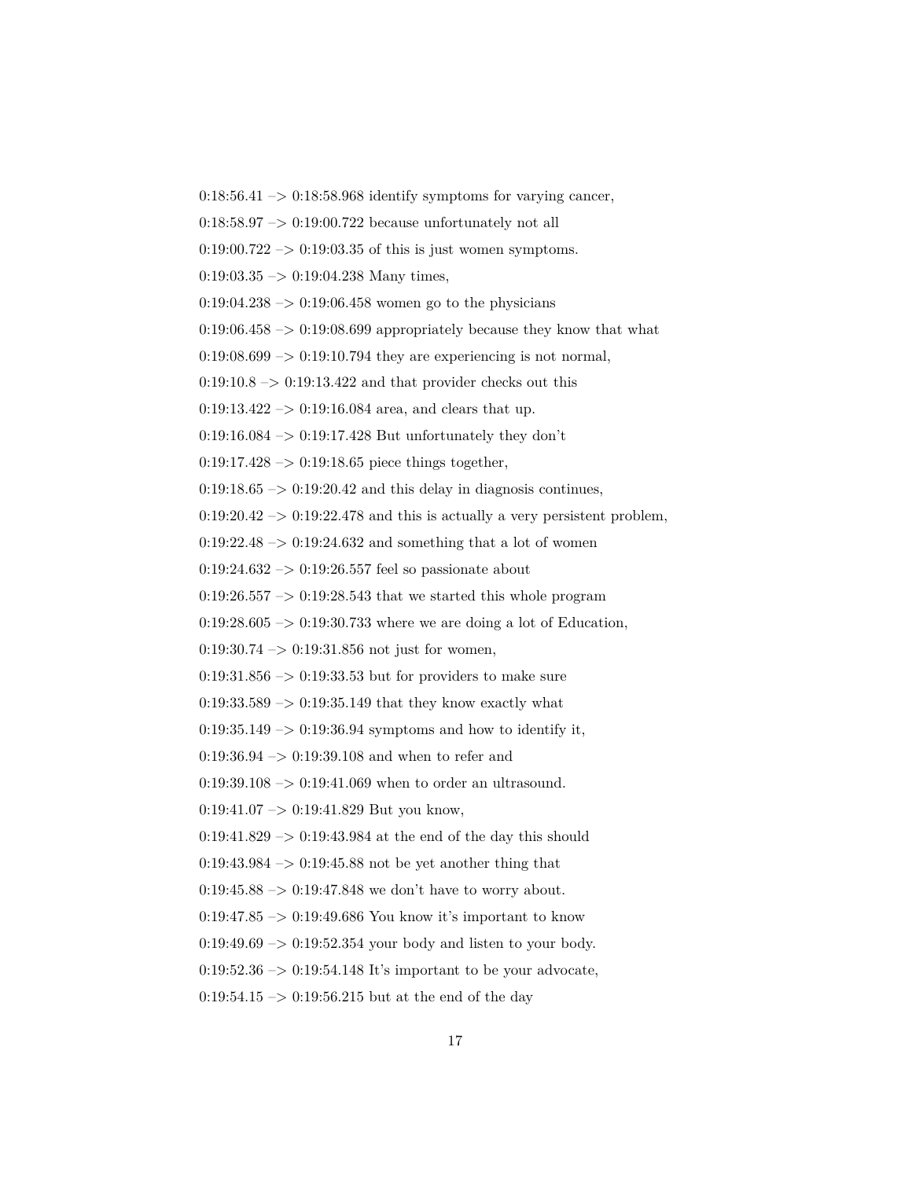0:18:56.41 –> 0:18:58.968 identify symptoms for varying cancer,

0:18:58.97 –> 0:19:00.722 because unfortunately not all

0:19:00.722 –> 0:19:03.35 of this is just women symptoms.

0:19:03.35 –> 0:19:04.238 Many times,

0:19:04.238 –> 0:19:06.458 women go to the physicians

0:19:06.458 –> 0:19:08.699 appropriately because they know that what

0:19:08.699 –> 0:19:10.794 they are experiencing is not normal,

0:19:10.8 –> 0:19:13.422 and that provider checks out this

0:19:13.422 –> 0:19:16.084 area, and clears that up.

0:19:16.084 –> 0:19:17.428 But unfortunately they don't

0:19:17.428 –> 0:19:18.65 piece things together,

0:19:18.65 –> 0:19:20.42 and this delay in diagnosis continues,

0:19:20.42 –> 0:19:22.478 and this is actually a very persistent problem,

0:19:22.48 –> 0:19:24.632 and something that a lot of women

0:19:24.632 –> 0:19:26.557 feel so passionate about

0:19:26.557 –> 0:19:28.543 that we started this whole program

0:19:28.605 –> 0:19:30.733 where we are doing a lot of Education,

0:19:30.74 –> 0:19:31.856 not just for women,

0:19:31.856 –> 0:19:33.53 but for providers to make sure

0:19:33.589 –> 0:19:35.149 that they know exactly what

0:19:35.149 –> 0:19:36.94 symptoms and how to identify it,

0:19:36.94 –> 0:19:39.108 and when to refer and

0:19:39.108 –> 0:19:41.069 when to order an ultrasound.

0:19:41.07 –> 0:19:41.829 But you know,

0:19:41.829 –> 0:19:43.984 at the end of the day this should

0:19:43.984 –> 0:19:45.88 not be yet another thing that

0:19:45.88 –> 0:19:47.848 we don't have to worry about.

0:19:47.85 –> 0:19:49.686 You know it's important to know

0:19:49.69 –> 0:19:52.354 your body and listen to your body.

0:19:52.36 –> 0:19:54.148 It's important to be your advocate,

0:19:54.15 –> 0:19:56.215 but at the end of the day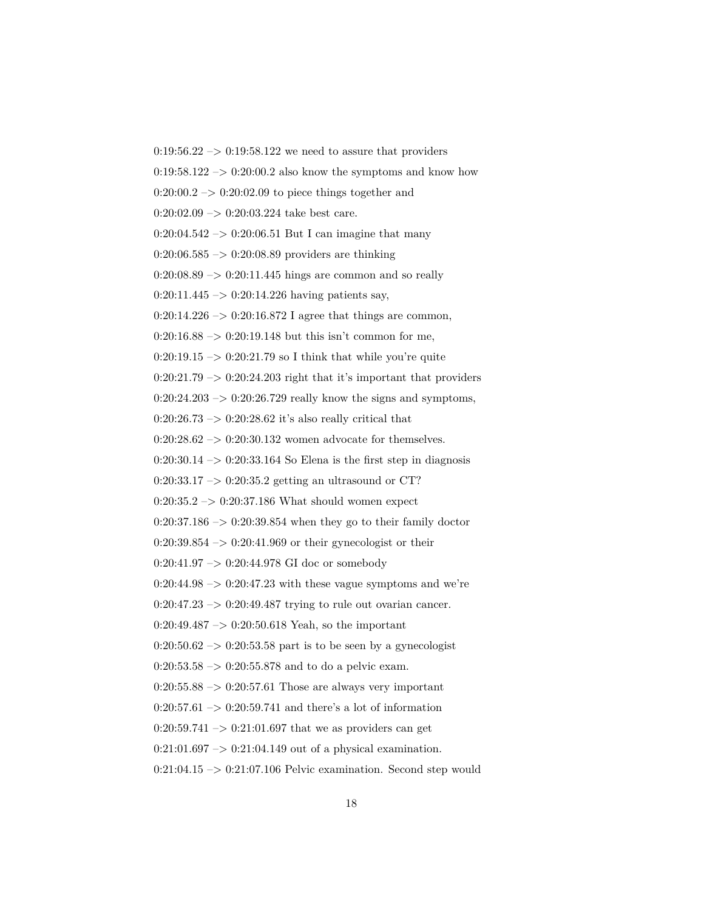0:19:56.22 –> 0:19:58.122 we need to assure that providers

0:19:58.122 –> 0:20:00.2 also know the symptoms and know how

0:20:00.2 –> 0:20:02.09 to piece things together and

0:20:02.09 –> 0:20:03.224 take best care.

0:20:04.542 –> 0:20:06.51 But I can imagine that many

0:20:06.585 –> 0:20:08.89 providers are thinking

0:20:08.89 –> 0:20:11.445 hings are common and so really

0:20:11.445 –> 0:20:14.226 having patients say,

0:20:14.226 –> 0:20:16.872 I agree that things are common,

0:20:16.88 –> 0:20:19.148 but this isn't common for me,

0:20:19.15 –> 0:20:21.79 so I think that while you're quite

0:20:21.79 –> 0:20:24.203 right that it's important that providers

0:20:24.203 –> 0:20:26.729 really know the signs and symptoms,

0:20:26.73 –> 0:20:28.62 it's also really critical that

0:20:28.62 –> 0:20:30.132 women advocate for themselves.

0:20:30.14 –> 0:20:33.164 So Elena is the first step in diagnosis

0:20:33.17 –> 0:20:35.2 getting an ultrasound or CT?

0:20:35.2 –> 0:20:37.186 What should women expect

0:20:37.186 –> 0:20:39.854 when they go to their family doctor

0:20:39.854 –> 0:20:41.969 or their gynecologist or their

0:20:41.97 –> 0:20:44.978 GI doc or somebody

0:20:44.98 –> 0:20:47.23 with these vague symptoms and we're

0:20:47.23 –> 0:20:49.487 trying to rule out ovarian cancer.

0:20:49.487 –> 0:20:50.618 Yeah, so the important

0:20:50.62 –> 0:20:53.58 part is to be seen by a gynecologist

0:20:53.58 –> 0:20:55.878 and to do a pelvic exam.

0:20:55.88 –> 0:20:57.61 Those are always very important

0:20:57.61 –> 0:20:59.741 and there's a lot of information

0:20:59.741 –> 0:21:01.697 that we as providers can get

0:21:01.697 –> 0:21:04.149 out of a physical examination.

0:21:04.15 –> 0:21:07.106 Pelvic examination. Second step would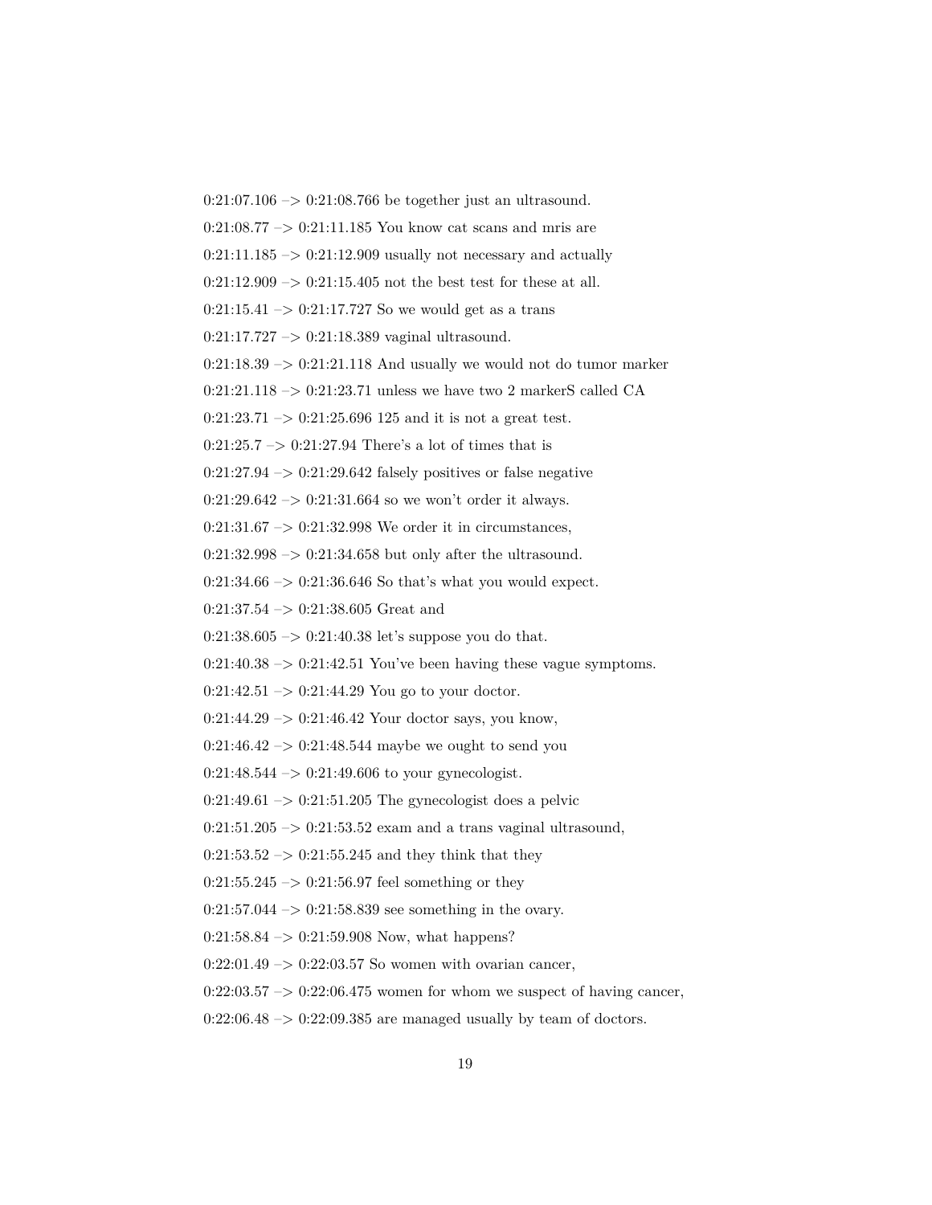0:21:07.106 –> 0:21:08.766 be together just an ultrasound.

0:21:08.77 –> 0:21:11.185 You know cat scans and mris are

0:21:11.185 –> 0:21:12.909 usually not necessary and actually

0:21:12.909 –> 0:21:15.405 not the best test for these at all.

0:21:15.41 –> 0:21:17.727 So we would get as a trans

0:21:17.727 –> 0:21:18.389 vaginal ultrasound.

0:21:18.39 –> 0:21:21.118 And usually we would not do tumor marker

0:21:21.118 –> 0:21:23.71 unless we have two 2 markerS called CA

0:21:23.71 –> 0:21:25.696 125 and it is not a great test.

0:21:25.7 –> 0:21:27.94 There's a lot of times that is

0:21:27.94 –> 0:21:29.642 falsely positives or false negative

0:21:29.642 –> 0:21:31.664 so we won't order it always.

0:21:31.67 –> 0:21:32.998 We order it in circumstances,

0:21:32.998 –> 0:21:34.658 but only after the ultrasound.

0:21:34.66 –> 0:21:36.646 So that's what you would expect.

0:21:37.54 –> 0:21:38.605 Great and

0:21:38.605 –> 0:21:40.38 let's suppose you do that.

0:21:40.38 –> 0:21:42.51 You've been having these vague symptoms.

0:21:42.51 –> 0:21:44.29 You go to your doctor.

0:21:44.29 –> 0:21:46.42 Your doctor says, you know,

0:21:46.42 –> 0:21:48.544 maybe we ought to send you

0:21:48.544 –> 0:21:49.606 to your gynecologist.

0:21:49.61 –> 0:21:51.205 The gynecologist does a pelvic

0:21:51.205 –> 0:21:53.52 exam and a trans vaginal ultrasound,

0:21:53.52 –> 0:21:55.245 and they think that they

0:21:55.245 –> 0:21:56.97 feel something or they

0:21:57.044 –> 0:21:58.839 see something in the ovary.

0:21:58.84 –> 0:21:59.908 Now, what happens?

0:22:01.49 –> 0:22:03.57 So women with ovarian cancer,

0:22:03.57 –> 0:22:06.475 women for whom we suspect of having cancer,

0:22:06.48 –> 0:22:09.385 are managed usually by team of doctors.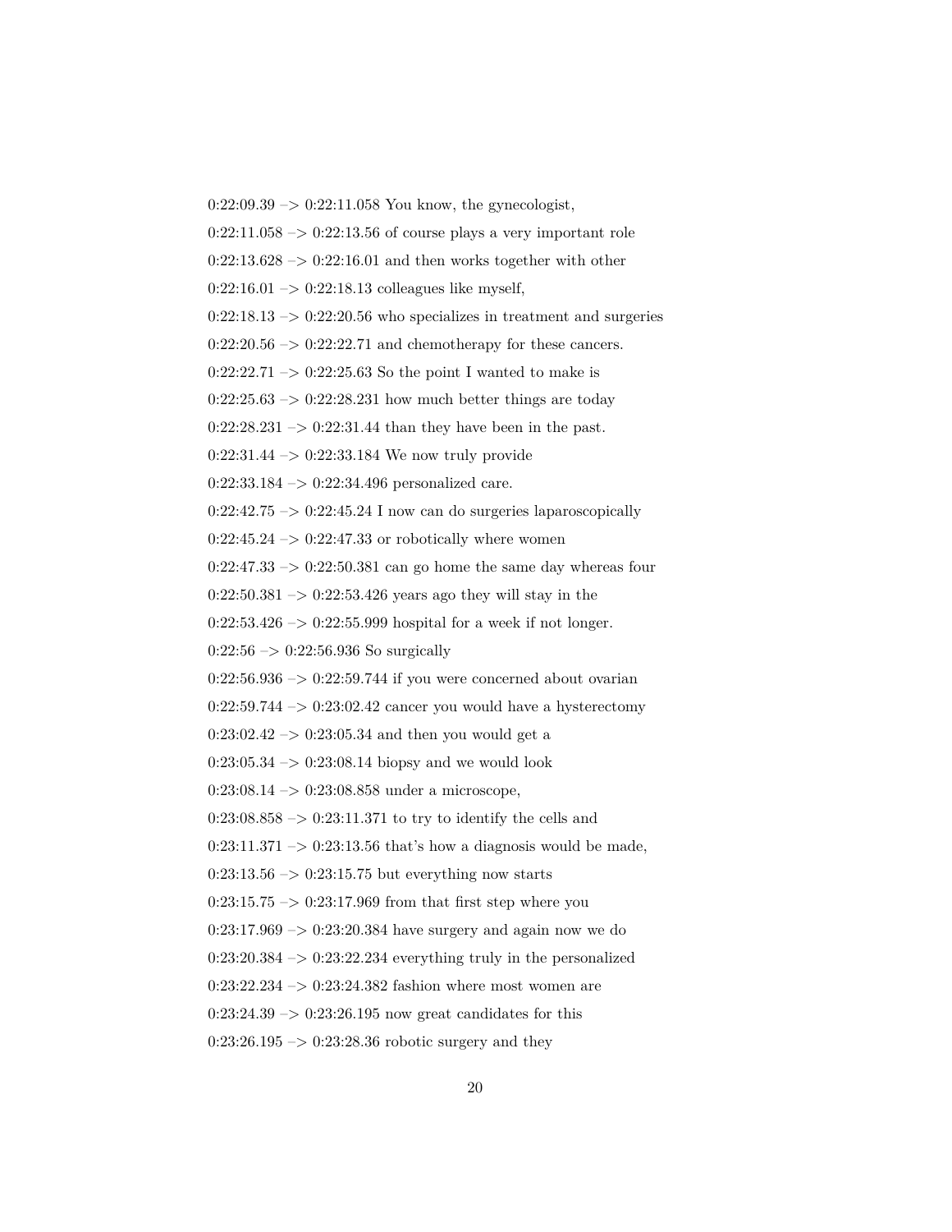0:22:09.39 –> 0:22:11.058 You know, the gynecologist,

0:22:11.058 –> 0:22:13.56 of course plays a very important role

0:22:13.628 –> 0:22:16.01 and then works together with other

0:22:16.01 –> 0:22:18.13 colleagues like myself,

0:22:18.13 –> 0:22:20.56 who specializes in treatment and surgeries

0:22:20.56 –> 0:22:22.71 and chemotherapy for these cancers.

0:22:22.71 –> 0:22:25.63 So the point I wanted to make is

0:22:25.63 –> 0:22:28.231 how much better things are today

0:22:28.231 –> 0:22:31.44 than they have been in the past.

0:22:31.44 –> 0:22:33.184 We now truly provide

0:22:33.184 –> 0:22:34.496 personalized care.

0:22:42.75 –> 0:22:45.24 I now can do surgeries laparoscopically

0:22:45.24 –> 0:22:47.33 or robotically where women

0:22:47.33 –> 0:22:50.381 can go home the same day whereas four

0:22:50.381 –> 0:22:53.426 years ago they will stay in the

0:22:53.426 –> 0:22:55.999 hospital for a week if not longer.

0:22:56 –> 0:22:56.936 So surgically

0:22:56.936 –> 0:22:59.744 if you were concerned about ovarian

0:22:59.744 –> 0:23:02.42 cancer you would have a hysterectomy

0:23:02.42 –> 0:23:05.34 and then you would get a

0:23:05.34 –> 0:23:08.14 biopsy and we would look

0:23:08.14 –> 0:23:08.858 under a microscope,

0:23:08.858 –> 0:23:11.371 to try to identify the cells and

0:23:11.371 –> 0:23:13.56 that's how a diagnosis would be made,

0:23:13.56 –> 0:23:15.75 but everything now starts

0:23:15.75 –> 0:23:17.969 from that first step where you

0:23:17.969 –> 0:23:20.384 have surgery and again now we do

0:23:20.384 –> 0:23:22.234 everything truly in the personalized

0:23:22.234 –> 0:23:24.382 fashion where most women are

0:23:24.39 –> 0:23:26.195 now great candidates for this

0:23:26.195 –> 0:23:28.36 robotic surgery and they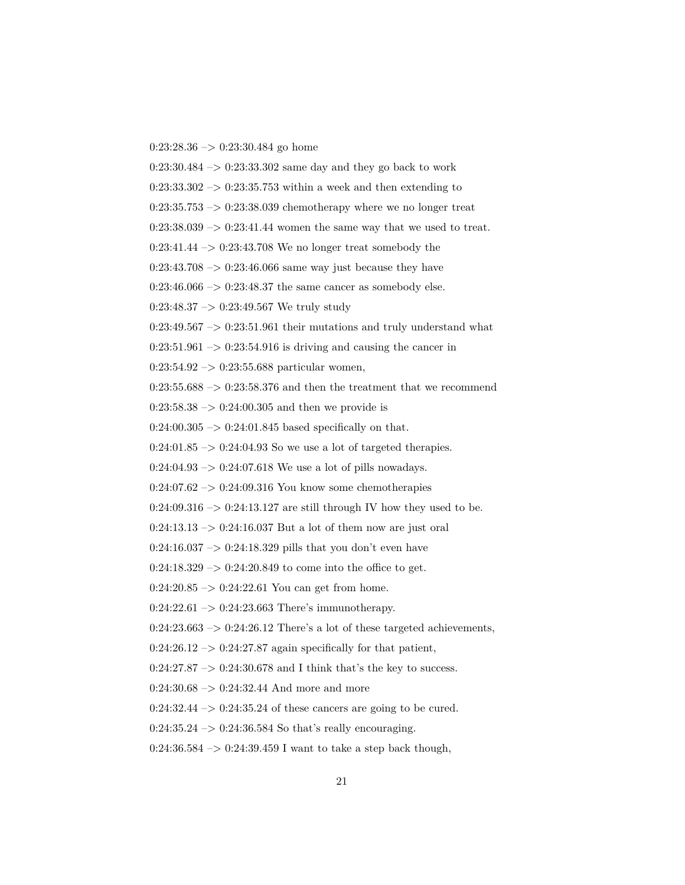0:23:28.36 –> 0:23:30.484 go home

0:23:30.484 –> 0:23:33.302 same day and they go back to work

0:23:33.302 –> 0:23:35.753 within a week and then extending to

0:23:35.753 –> 0:23:38.039 chemotherapy where we no longer treat

0:23:38.039 –> 0:23:41.44 women the same way that we used to treat.

0:23:41.44 –> 0:23:43.708 We no longer treat somebody the

0:23:43.708 –> 0:23:46.066 same way just because they have

0:23:46.066 –> 0:23:48.37 the same cancer as somebody else.

0:23:48.37 –> 0:23:49.567 We truly study

0:23:49.567 –> 0:23:51.961 their mutations and truly understand what

0:23:51.961 –> 0:23:54.916 is driving and causing the cancer in

0:23:54.92 –> 0:23:55.688 particular women,

0:23:55.688 –> 0:23:58.376 and then the treatment that we recommend

0:23:58.38 –> 0:24:00.305 and then we provide is

0:24:00.305 –> 0:24:01.845 based specifically on that.

0:24:01.85 –> 0:24:04.93 So we use a lot of targeted therapies.

0:24:04.93 –> 0:24:07.618 We use a lot of pills nowadays.

0:24:07.62 –> 0:24:09.316 You know some chemotherapies

0:24:09.316 –> 0:24:13.127 are still through IV how they used to be.

0:24:13.13 –> 0:24:16.037 But a lot of them now are just oral

0:24:16.037 –> 0:24:18.329 pills that you don't even have

0:24:18.329 –> 0:24:20.849 to come into the office to get.

0:24:20.85 –> 0:24:22.61 You can get from home.

0:24:22.61 –> 0:24:23.663 There's immunotherapy.

0:24:23.663 –> 0:24:26.12 There's a lot of these targeted achievements,

0:24:26.12 –> 0:24:27.87 again specifically for that patient,

0:24:27.87 –> 0:24:30.678 and I think that's the key to success.

0:24:30.68 –> 0:24:32.44 And more and more

0:24:32.44 –> 0:24:35.24 of these cancers are going to be cured.

0:24:35.24 –> 0:24:36.584 So that's really encouraging.

0:24:36.584 –> 0:24:39.459 I want to take a step back though,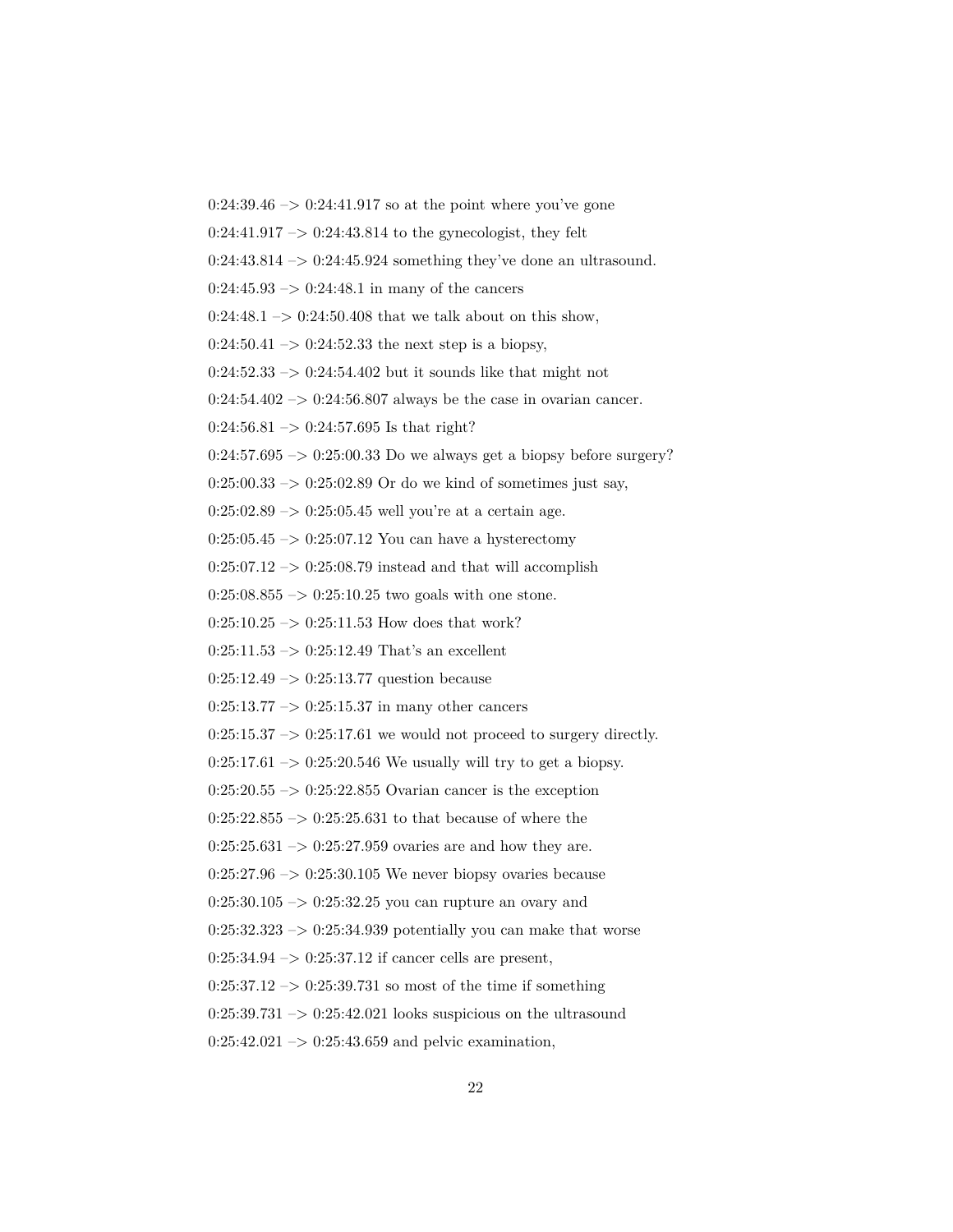0:24:39.46 –> 0:24:41.917 so at the point where you've gone

0:24:41.917 –> 0:24:43.814 to the gynecologist, they felt

0:24:43.814 –> 0:24:45.924 something they've done an ultrasound.

0:24:45.93 –> 0:24:48.1 in many of the cancers

0:24:48.1 –> 0:24:50.408 that we talk about on this show,

0:24:50.41 –> 0:24:52.33 the next step is a biopsy,

0:24:52.33 –> 0:24:54.402 but it sounds like that might not

0:24:54.402 –> 0:24:56.807 always be the case in ovarian cancer.

0:24:56.81 –> 0:24:57.695 Is that right?

0:24:57.695 –> 0:25:00.33 Do we always get a biopsy before surgery?

0:25:00.33 –> 0:25:02.89 Or do we kind of sometimes just say,

0:25:02.89 –> 0:25:05.45 well you're at a certain age.

0:25:05.45 –> 0:25:07.12 You can have a hysterectomy

0:25:07.12 –> 0:25:08.79 instead and that will accomplish

0:25:08.855 –> 0:25:10.25 two goals with one stone.

0:25:10.25 –> 0:25:11.53 How does that work?

0:25:11.53 –> 0:25:12.49 That's an excellent

0:25:12.49 –> 0:25:13.77 question because

0:25:13.77 –> 0:25:15.37 in many other cancers

0:25:15.37 –> 0:25:17.61 we would not proceed to surgery directly.

0:25:17.61 –> 0:25:20.546 We usually will try to get a biopsy.

0:25:20.55 –> 0:25:22.855 Ovarian cancer is the exception

0:25:22.855 –> 0:25:25.631 to that because of where the

0:25:25.631 –> 0:25:27.959 ovaries are and how they are.

0:25:27.96 –> 0:25:30.105 We never biopsy ovaries because

0:25:30.105 –> 0:25:32.25 you can rupture an ovary and

0:25:32.323 –> 0:25:34.939 potentially you can make that worse

0:25:34.94 –> 0:25:37.12 if cancer cells are present,

0:25:37.12 –> 0:25:39.731 so most of the time if something

0:25:39.731 –> 0:25:42.021 looks suspicious on the ultrasound

0:25:42.021 –> 0:25:43.659 and pelvic examination,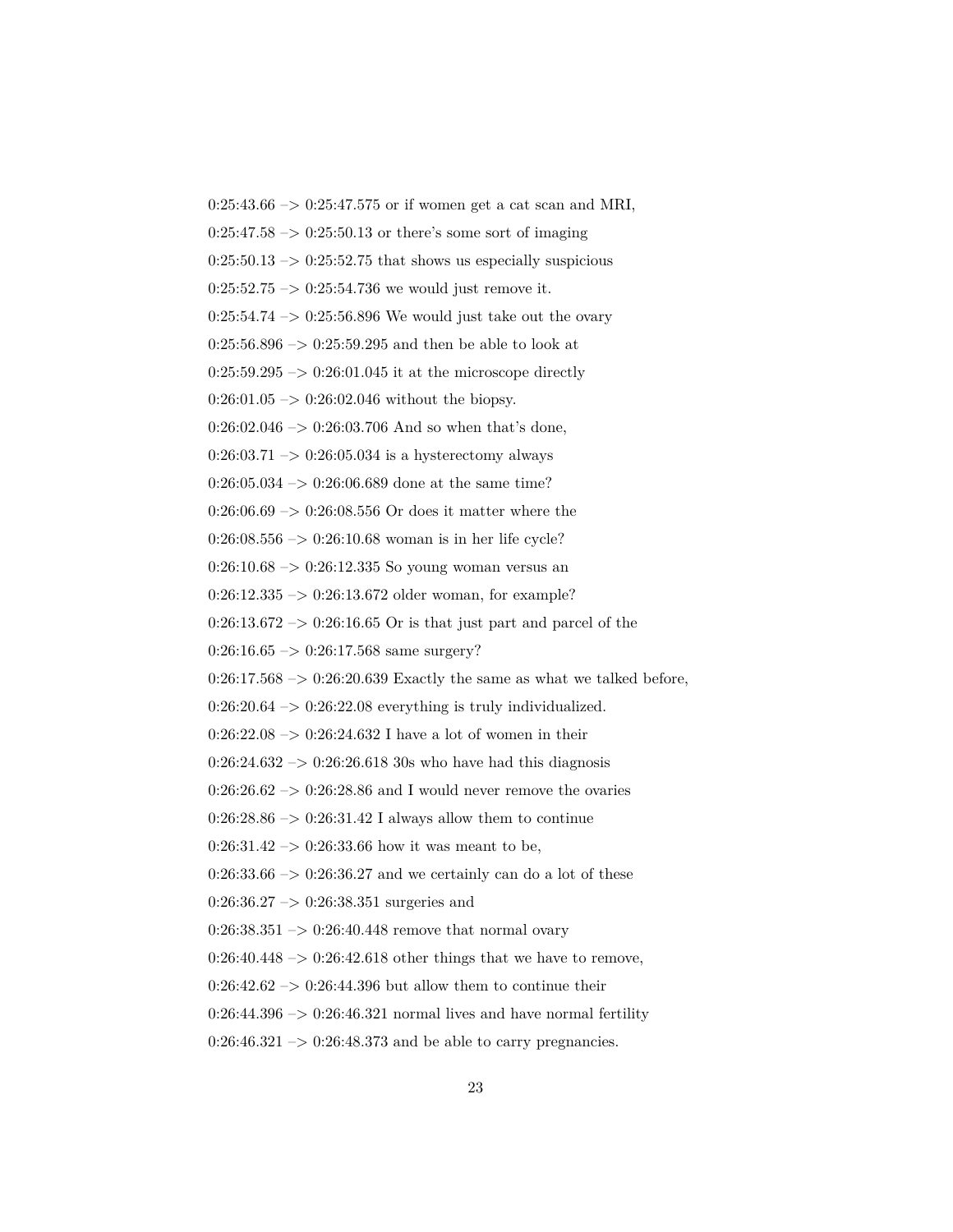0:25:43.66 –> 0:25:47.575 or if women get a cat scan and MRI,

0:25:47.58 –> 0:25:50.13 or there's some sort of imaging

0:25:50.13 –> 0:25:52.75 that shows us especially suspicious

0:25:52.75 –> 0:25:54.736 we would just remove it.

0:25:54.74 –> 0:25:56.896 We would just take out the ovary

0:25:56.896 –> 0:25:59.295 and then be able to look at

0:25:59.295 –> 0:26:01.045 it at the microscope directly

0:26:01.05 –> 0:26:02.046 without the biopsy.

0:26:02.046 –> 0:26:03.706 And so when that's done,

0:26:03.71 –> 0:26:05.034 is a hysterectomy always

0:26:05.034 –> 0:26:06.689 done at the same time?

0:26:06.69 –> 0:26:08.556 Or does it matter where the

0:26:08.556 –> 0:26:10.68 woman is in her life cycle?

0:26:10.68 –> 0:26:12.335 So young woman versus an

0:26:12.335 –> 0:26:13.672 older woman, for example?

0:26:13.672 –> 0:26:16.65 Or is that just part and parcel of the

0:26:16.65 –> 0:26:17.568 same surgery?

0:26:17.568 –> 0:26:20.639 Exactly the same as what we talked before,

0:26:20.64 –> 0:26:22.08 everything is truly individualized.

0:26:22.08 –> 0:26:24.632 I have a lot of women in their

0:26:24.632 –> 0:26:26.618 30s who have had this diagnosis

0:26:26.62 –> 0:26:28.86 and I would never remove the ovaries

0:26:28.86 –> 0:26:31.42 I always allow them to continue

0:26:31.42 –> 0:26:33.66 how it was meant to be,

0:26:33.66 –> 0:26:36.27 and we certainly can do a lot of these

0:26:36.27 –> 0:26:38.351 surgeries and

0:26:38.351 –> 0:26:40.448 remove that normal ovary

0:26:40.448 –> 0:26:42.618 other things that we have to remove,

0:26:42.62 –> 0:26:44.396 but allow them to continue their

0:26:44.396 –> 0:26:46.321 normal lives and have normal fertility

0:26:46.321 –> 0:26:48.373 and be able to carry pregnancies.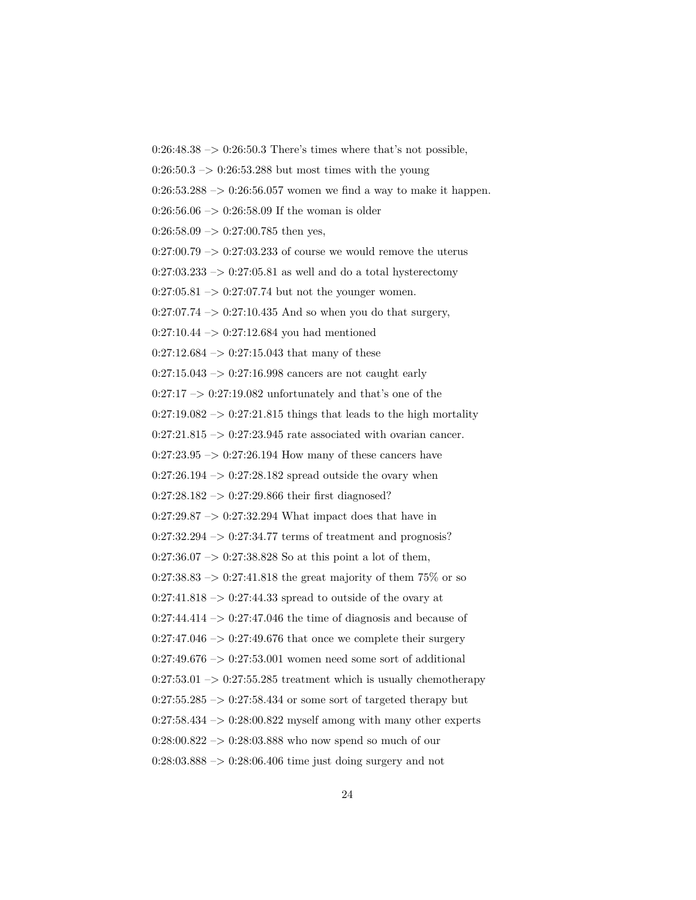0:26:48.38 –> 0:26:50.3 There's times where that's not possible,

0:26:50.3 –> 0:26:53.288 but most times with the young

0:26:53.288 –> 0:26:56.057 women we find a way to make it happen.

0:26:56.06 –> 0:26:58.09 If the woman is older

0:26:58.09 –> 0:27:00.785 then yes,

0:27:00.79 –> 0:27:03.233 of course we would remove the uterus

0:27:03.233 –> 0:27:05.81 as well and do a total hysterectomy

0:27:05.81 –> 0:27:07.74 but not the younger women.

0:27:07.74 –> 0:27:10.435 And so when you do that surgery,

0:27:10.44 –> 0:27:12.684 you had mentioned

0:27:12.684 –> 0:27:15.043 that many of these

0:27:15.043 –> 0:27:16.998 cancers are not caught early

0:27:17 –> 0:27:19.082 unfortunately and that's one of the

0:27:19.082 –> 0:27:21.815 things that leads to the high mortality

0:27:21.815 –> 0:27:23.945 rate associated with ovarian cancer.

0:27:23.95 –> 0:27:26.194 How many of these cancers have

0:27:26.194 –> 0:27:28.182 spread outside the ovary when

0:27:28.182 –> 0:27:29.866 their first diagnosed?

0:27:29.87 –> 0:27:32.294 What impact does that have in

0:27:32.294 –> 0:27:34.77 terms of treatment and prognosis?

0:27:36.07 –> 0:27:38.828 So at this point a lot of them,

0:27:38.83 –> 0:27:41.818 the great majority of them 75% or so

0:27:41.818 –> 0:27:44.33 spread to outside of the ovary at

0:27:44.414 –> 0:27:47.046 the time of diagnosis and because of

0:27:47.046 –> 0:27:49.676 that once we complete their surgery

0:27:49.676 –> 0:27:53.001 women need some sort of additional

0:27:53.01 –> 0:27:55.285 treatment which is usually chemotherapy

0:27:55.285 –> 0:27:58.434 or some sort of targeted therapy but

0:27:58.434 –> 0:28:00.822 myself among with many other experts

0:28:00.822 –> 0:28:03.888 who now spend so much of our

0:28:03.888 –> 0:28:06.406 time just doing surgery and not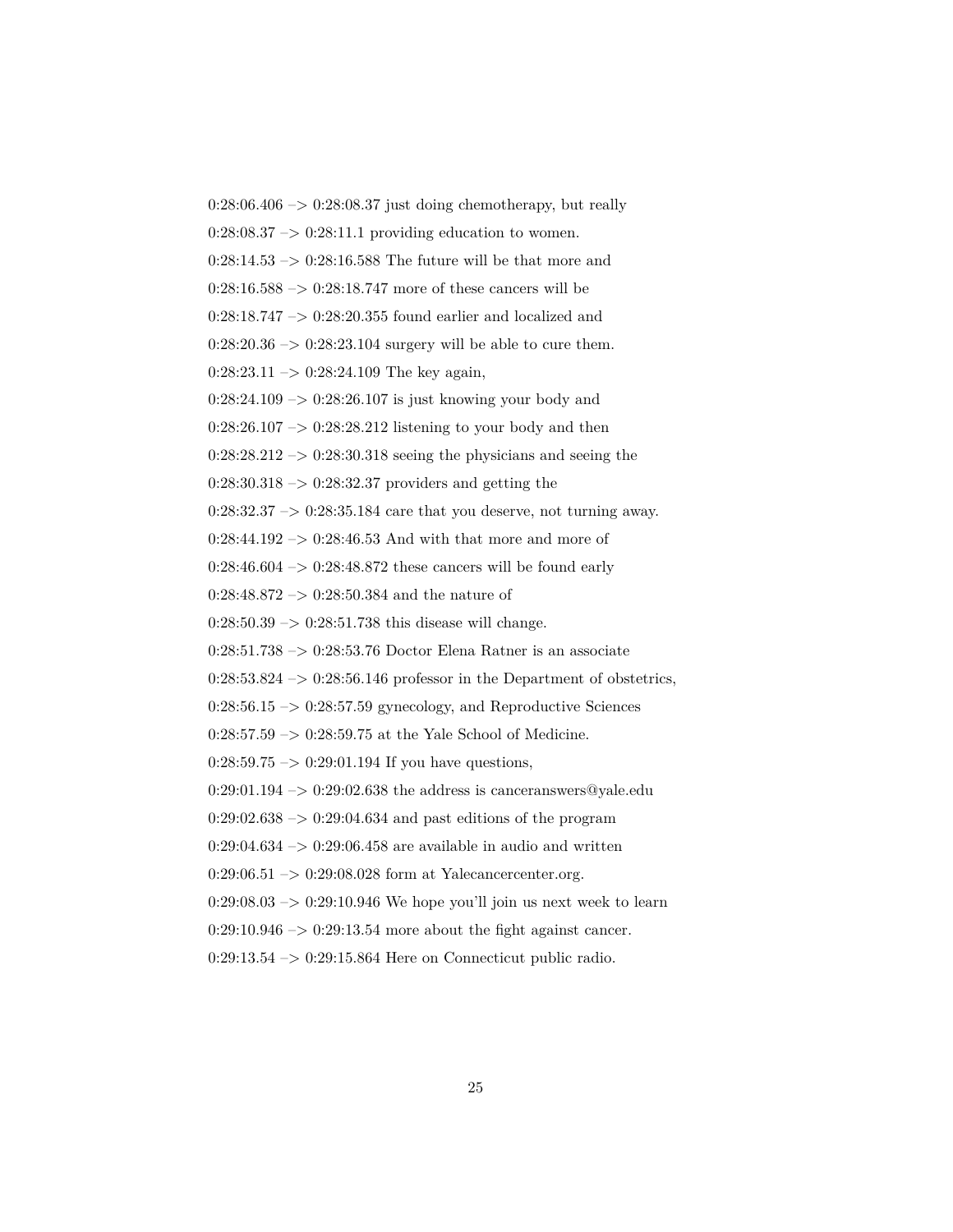0:28:06.406 --> 0:28:08.37 just doing chemotherapy, but really

0:28:08.37 --> 0:28:11.1 providing education to women.

0:28:14.53 --> 0:28:16.588 The future will be that more and

0:28:16.588 --> 0:28:18.747 more of these cancers will be

0:28:18.747 --> 0:28:20.355 found earlier and localized and

0:28:20.36 --> 0:28:23.104 surgery will be able to cure them.

0:28:23.11 --> 0:28:24.109 The key again,

0:28:24.109 --> 0:28:26.107 is just knowing your body and

0:28:26.107 --> 0:28:28.212 listening to your body and then

0:28:28.212 --> 0:28:30.318 seeing the physicians and seeing the

0:28:30.318 --> 0:28:32.37 providers and getting the

0:28:32.37 --> 0:28:35.184 care that you deserve, not turning away.

0:28:44.192 --> 0:28:46.53 And with that more and more of

0:28:46.604 --> 0:28:48.872 these cancers will be found early

0:28:48.872 --> 0:28:50.384 and the nature of

0:28:50.39 --> 0:28:51.738 this disease will change.

0:28:51.738 --> 0:28:53.76 Doctor Elena Ratner is an associate

0:28:53.824 --> 0:28:56.146 professor in the Department of obstetrics,

0:28:56.15 --> 0:28:57.59 gynecology, and Reproductive Sciences

0:28:57.59 --> 0:28:59.75 at the Yale School of Medicine.

0:28:59.75 --> 0:29:01.194 If you have questions,

0:29:01.194 --> 0:29:02.638 the address is canceranswers@yale.edu

0:29:02.638 --> 0:29:04.634 and past editions of the program

0:29:04.634 --> 0:29:06.458 are available in audio and written

0:29:06.51 --> 0:29:08.028 form at Yalecancercenter.org.

0:29:08.03 --> 0:29:10.946 We hope you'll join us next week to learn

0:29:10.946 --> 0:29:13.54 more about the fight against cancer.

0:29:13.54 --> 0:29:15.864 Here on Connecticut public radio.